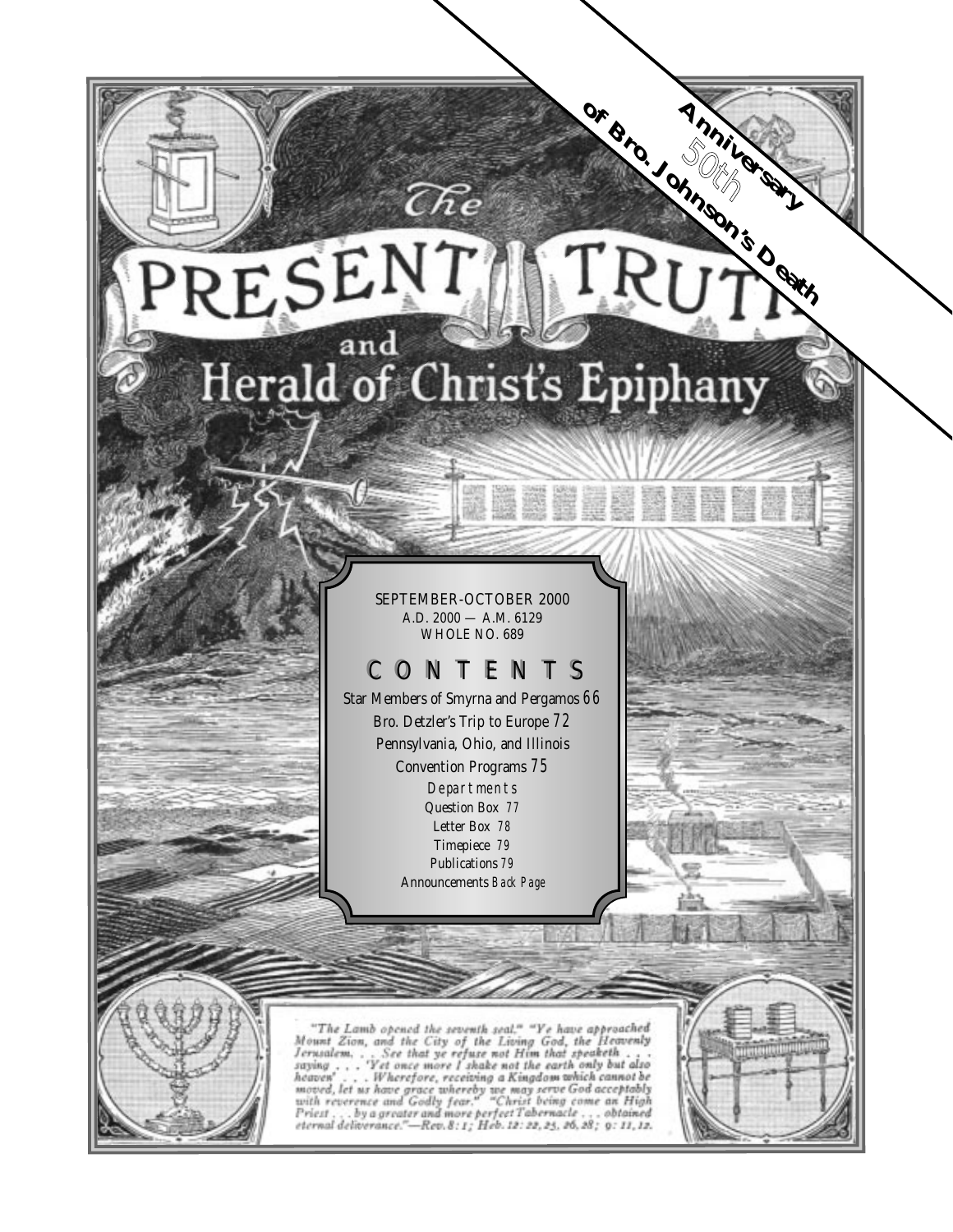50th Anniversary of Bro. Johnson's Death

# The PRESENT TRUTH and Herald of Christ's Epiphany

SEPTEMBER-OCTOBER 2000
A.D. 2000 — A.M. 6129
WHOLE NO. 689

## CONTENTS

Star Members of Smyrna and Pergamos 66
Bro. Detzler's Trip to Europe 72
Pennsylvania, Ohio, and Illinois Convention Programs 75

*Departments*

Question Box 77
Letter Box 78
Timepiece 79
Publications 79
Announcements *Back Page*

*"The Lamb opened the seventh seal." "Ye have approached Mount Zion, and the City of the Living God, the Heavenly Jerusalem. . . See that ye refuse not Him that speaketh . . . saying . . . 'Yet once more I shake not the earth only but also heaven' . . . Wherefore, receiving a Kingdom which cannot be moved, let us have grace whereby we may serve God acceptably with reverence and Godly fear." "Christ being come an High Priest . . . by a greater and more perfect Tabernacle . . . obtained eternal deliverance."—Rev. 8: 1; Heb. 12: 22, 25, 26, 28; 9: 11, 12.*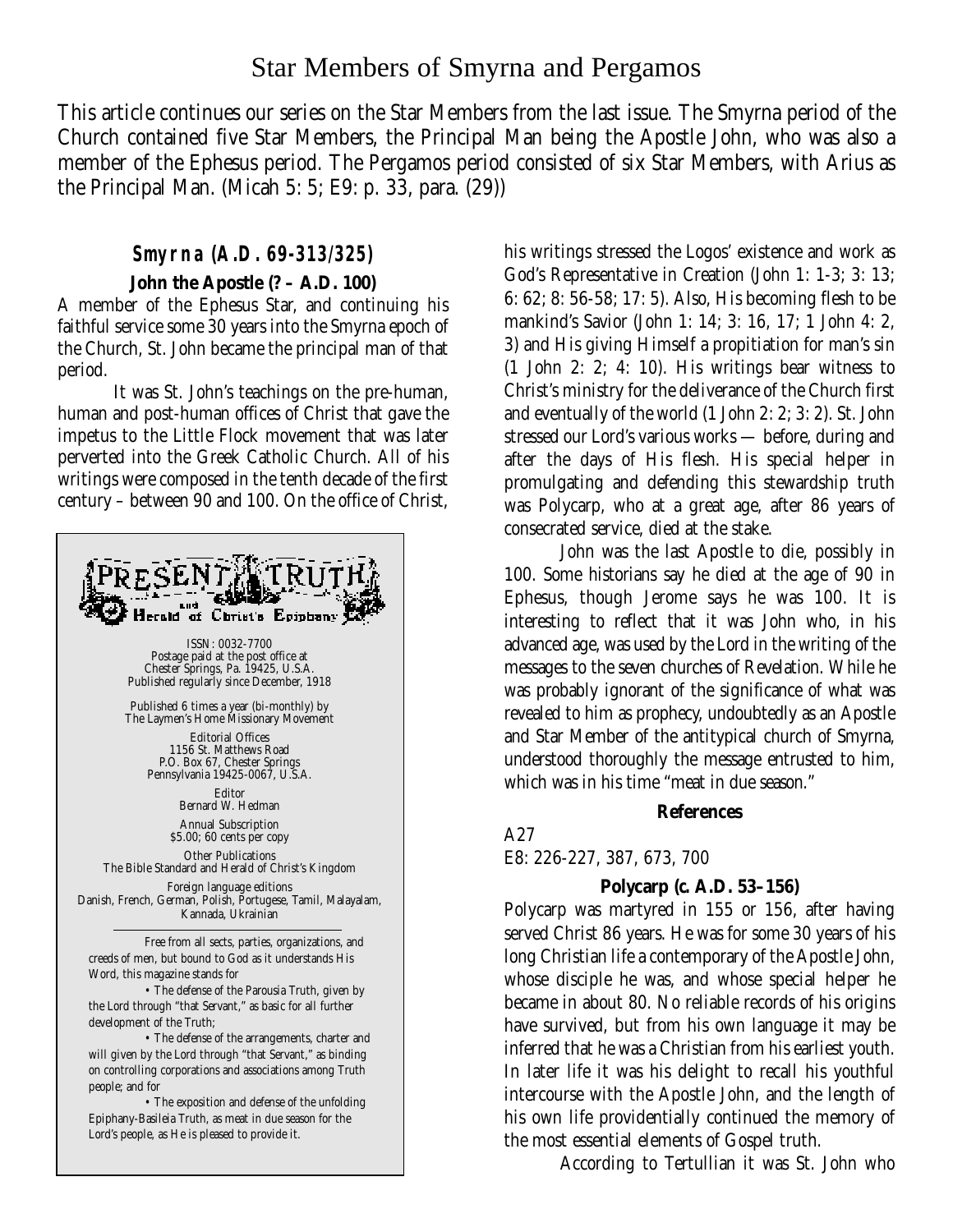# Star Members of Smyrna and Pergamos

This article continues our series on the Star Members from the last issue. The Smyrna period of the Church contained five Star Members, the Principal Man being the Apostle John, who was also a member of the Ephesus period. The Pergamos period consisted of six Star Members, with Arius as the Principal Man. (Micah 5: 5; E9: p. 33, para. (29))

## Smyrna (A.D. 69-313/325)

### John the Apostle (? – A.D. 100)

A member of the Ephesus Star, and continuing his faithful service some 30 years into the Smyrna epoch of the Church, St. John became the principal man of that period.

It was St. John's teachings on the pre-human, human and post-human offices of Christ that gave the impetus to the Little Flock movement that was later perverted into the Greek Catholic Church. All of his writings were composed in the tenth decade of the first century – between 90 and 100. On the office of Christ, his writings stressed the Logos' existence and work as God's Representative in Creation (John 1: 1-3; 3: 13; 6: 62; 8: 56-58; 17: 5). Also, His becoming flesh to be mankind's Savior (John 1: 14; 3: 16, 17; 1 John 4: 2, 3) and His giving Himself a propitiation for man's sin (1 John 2: 2; 4: 10). His writings bear witness to Christ's ministry for the deliverance of the Church first and eventually of the world (1 John 2: 2; 3: 2). St. John stressed our Lord's various works — before, during and after the days of His flesh. His special helper in promulgating and defending this stewardship truth was Polycarp, who at a great age, after 86 years of consecrated service, died at the stake.

John was the last Apostle to die, possibly in 100. Some historians say he died at the age of 90 in Ephesus, though Jerome says he was 100. It is interesting to reflect that it was John who, in his advanced age, was used by the Lord in the writing of the messages to the seven churches of Revelation. While he was probably ignorant of the significance of what was revealed to him as prophecy, undoubtedly as an Apostle and Star Member of the antitypical church of Smyrna, understood thoroughly the message entrusted to him, which was in his time "meat in due season."

**References**

A27

E8: 226-227, 387, 673, 700

### Polycarp (c. A.D. 53–156)

Polycarp was martyred in 155 or 156, after having served Christ 86 years. He was for some 30 years of his long Christian life a contemporary of the Apostle John, whose disciple he was, and whose special helper he became in about 80. No reliable records of his origins have survived, but from his own language it may be inferred that he was a Christian from his earliest youth. In later life it was his delight to recall his youthful intercourse with the Apostle John, and the length of his own life providentially continued the memory of the most essential elements of Gospel truth.

According to Tertullian it was St. John who

---

**PRESENT TRUTH and Herald of Christ's Epiphany**

ISSN: 0032-7700
Postage paid at the post office at
Chester Springs, Pa. 19425, U.S.A.
Published regularly since December, 1918

Published 6 times a year (bi-monthly) by
The Laymen's Home Missionary Movement

Editorial Offices
1156 St. Matthews Road
P.O. Box 67, Chester Springs
Pennsylvania 19425-0067, U.S.A.

Editor
Bernard W. Hedman

Annual Subscription
$5.00; 60 cents per copy

Other Publications
The Bible Standard and Herald of Christ's Kingdom

Foreign language editions
Danish, French, German, Polish, Portugese, Tamil, Malayalam, Kannada, Ukrainian

Free from all sects, parties, organizations, and creeds of men, but bound to God as it understands His Word, this magazine stands for

- The defense of the Parousia Truth, given by the Lord through "that Servant," as basic for all further development of the Truth;
- The defense of the arrangements, charter and will given by the Lord through "that Servant," as binding on controlling corporations and associations among Truth people; and for
- The exposition and defense of the unfolding Epiphany-Basileia Truth, as meat in due season for the Lord's people, as He is pleased to provide it.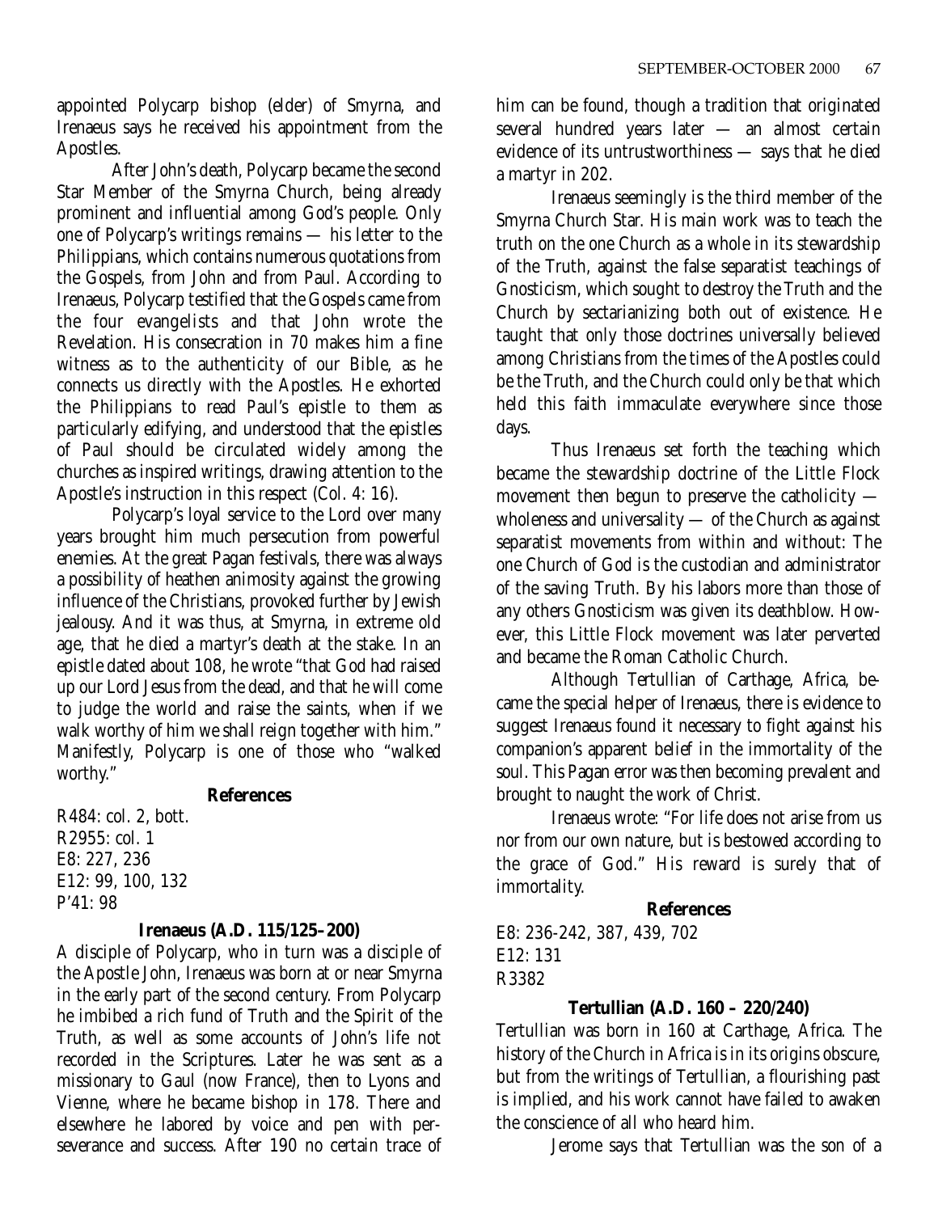appointed Polycarp bishop (elder) of Smyrna, and Irenaeus says he received his appointment from the Apostles.

After John's death, Polycarp became the second Star Member of the Smyrna Church, being already prominent and influential among God's people. Only one of Polycarp's writings remains — his letter to the Philippians, which contains numerous quotations from the Gospels, from John and from Paul. According to Irenaeus, Polycarp testified that the Gospels came from the four evangelists and that John wrote the Revelation. His consecration in 70 makes him a fine witness as to the authenticity of our Bible, as he connects us directly with the Apostles. He exhorted the Philippians to read Paul's epistle to them as particularly edifying, and understood that the epistles of Paul should be circulated widely among the churches as inspired writings, drawing attention to the Apostle's instruction in this respect (Col. 4: 16).

Polycarp's loyal service to the Lord over many years brought him much persecution from powerful enemies. At the great Pagan festivals, there was always a possibility of heathen animosity against the growing influence of the Christians, provoked further by Jewish jealousy. And it was thus, at Smyrna, in extreme old age, that he died a martyr's death at the stake. In an epistle dated about 108, he wrote "that God had raised up our Lord Jesus from the dead, and that he will come to judge the world and raise the saints, when if we walk worthy of him we shall reign together with him." Manifestly, Polycarp is one of those who "walked worthy."

**References**

R484: col. 2, bott.
R2955: col. 1
E8: 227, 236
E12: 99, 100, 132
P'41: 98

### Irenaeus (A.D. 115/125–200)

A disciple of Polycarp, who in turn was a disciple of the Apostle John, Irenaeus was born at or near Smyrna in the early part of the second century. From Polycarp he imbibed a rich fund of Truth and the Spirit of the Truth, as well as some accounts of John's life not recorded in the Scriptures. Later he was sent as a missionary to Gaul (now France), then to Lyons and Vienne, where he became bishop in 178. There and elsewhere he labored by voice and pen with perseverance and success. After 190 no certain trace of him can be found, though a tradition that originated several hundred years later — an almost certain evidence of its untrustworthiness — says that he died a martyr in 202.

Irenaeus seemingly is the third member of the Smyrna Church Star. His main work was to teach the truth on the one Church as a whole in its stewardship of the Truth, against the false separatist teachings of Gnosticism, which sought to destroy the Truth and the Church by sectarianizing both out of existence. He taught that only those doctrines universally believed among Christians from the times of the Apostles could be the Truth, and the Church could only be that which held this faith immaculate everywhere since those days.

Thus Irenaeus set forth the teaching which became the stewardship doctrine of the Little Flock movement then begun to preserve the catholicity — wholeness and universality — of the Church as against separatist movements from within and without: The one Church of God is the custodian and administrator of the saving Truth. By his labors more than those of any others Gnosticism was given its deathblow. However, this Little Flock movement was later perverted and became the Roman Catholic Church.

Although Tertullian of Carthage, Africa, became the special helper of Irenaeus, there is evidence to suggest Irenaeus found it necessary to fight against his companion's apparent belief in the immortality of the soul. This Pagan error was then becoming prevalent and brought to naught the work of Christ.

Irenaeus wrote: "For life does not arise from us nor from our own nature, but is bestowed according to the grace of God." His reward is surely that of immortality.

**References**

E8: 236-242, 387, 439, 702
E12: 131
R3382

### Tertullian (A.D. 160 – 220/240)

Tertullian was born in 160 at Carthage, Africa. The history of the Church in Africa is in its origins obscure, but from the writings of Tertullian, a flourishing past is implied, and his work cannot have failed to awaken the conscience of all who heard him.

Jerome says that Tertullian was the son of a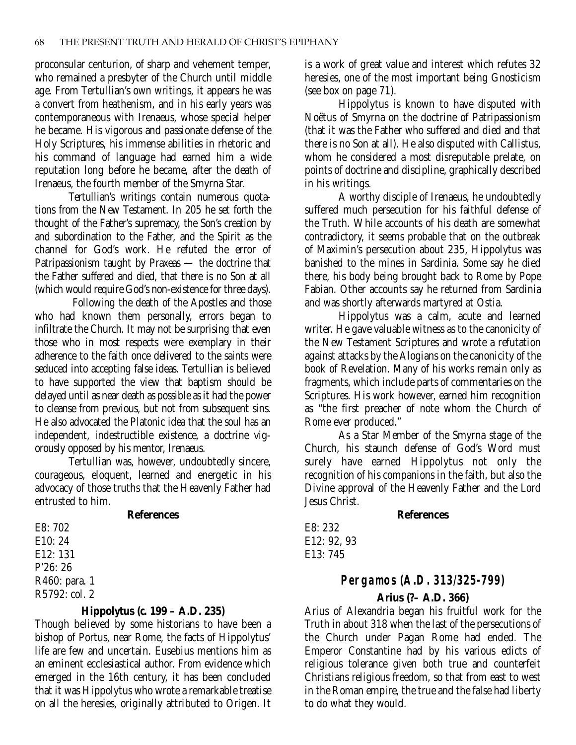proconsular centurion, of sharp and vehement temper, who remained a presbyter of the Church until middle age. From Tertullian's own writings, it appears he was a convert from heathenism, and in his early years was contemporaneous with Irenaeus, whose special helper he became. His vigorous and passionate defense of the Holy Scriptures, his immense abilities in rhetoric and his command of language had earned him a wide reputation long before he became, after the death of Irenaeus, the fourth member of the Smyrna Star.

Tertullian's writings contain numerous quotations from the New Testament. In 205 he set forth the thought of the Father's supremacy, the Son's creation by and subordination to the Father, and the Spirit as the channel for God's work. He refuted the error of Patripassionism taught by Praxeas — the doctrine that the Father suffered and died, that there is no Son at all (which would require God's non-existence for three days).

Following the death of the Apostles and those who had known them personally, errors began to infiltrate the Church. It may not be surprising that even those who in most respects were exemplary in their adherence to the faith once delivered to the saints were seduced into accepting false ideas. Tertullian is believed to have supported the view that baptism should be delayed until as near death as possible as it had the power to cleanse from previous, but not from subsequent sins. He also advocated the Platonic idea that the soul has an independent, indestructible existence, a doctrine vigorously opposed by his mentor, Irenaeus.

Tertullian was, however, undoubtedly sincere, courageous, eloquent, learned and energetic in his advocacy of those truths that the Heavenly Father had entrusted to him.

**References**

E8: 702
E10: 24
E12: 131
P'26: 26
R460: para. 1
R5792: col. 2

### Hippolytus (c. 199 – A.D. 235)

Though believed by some historians to have been a bishop of Portus, near Rome, the facts of Hippolytus' life are few and uncertain. Eusebius mentions him as an eminent ecclesiastical author. From evidence which emerged in the 16th century, it has been concluded that it was Hippolytus who wrote a remarkable treatise on all the heresies, originally attributed to Origen. It is a work of great value and interest which refutes 32 heresies, one of the most important being Gnosticism (see box on page 71).

Hippolytus is known to have disputed with Noëtus of Smyrna on the doctrine of Patripassionism (that it was the Father who suffered and died and that there is no Son at all). He also disputed with Callistus, whom he considered a most disreputable prelate, on points of doctrine and discipline, graphically described in his writings.

A worthy disciple of Irenaeus, he undoubtedly suffered much persecution for his faithful defense of the Truth. While accounts of his death are somewhat contradictory, it seems probable that on the outbreak of Maximin's persecution about 235, Hippolytus was banished to the mines in Sardinia. Some say he died there, his body being brought back to Rome by Pope Fabian. Other accounts say he returned from Sardinia and was shortly afterwards martyred at Ostia.

Hippolytus was a calm, acute and learned writer. He gave valuable witness as to the canonicity of the New Testament Scriptures and wrote a refutation against attacks by the Alogians on the canonicity of the book of Revelation. Many of his works remain only as fragments, which include parts of commentaries on the Scriptures. His work however, earned him recognition as "the first preacher of note whom the Church of Rome ever produced."

As a Star Member of the Smyrna stage of the Church, his staunch defense of God's Word must surely have earned Hippolytus not only the recognition of his companions in the faith, but also the Divine approval of the Heavenly Father and the Lord Jesus Christ.

**References**

E8: 232
E12: 92, 93
E13: 745

## *Pergamos (A.D. 313/325-799)*

### Arius (?– A.D. 366)

Arius of Alexandria began his fruitful work for the Truth in about 318 when the last of the persecutions of the Church under Pagan Rome had ended. The Emperor Constantine had by his various edicts of religious tolerance given both true and counterfeit Christians religious freedom, so that from east to west in the Roman empire, the true and the false had liberty to do what they would.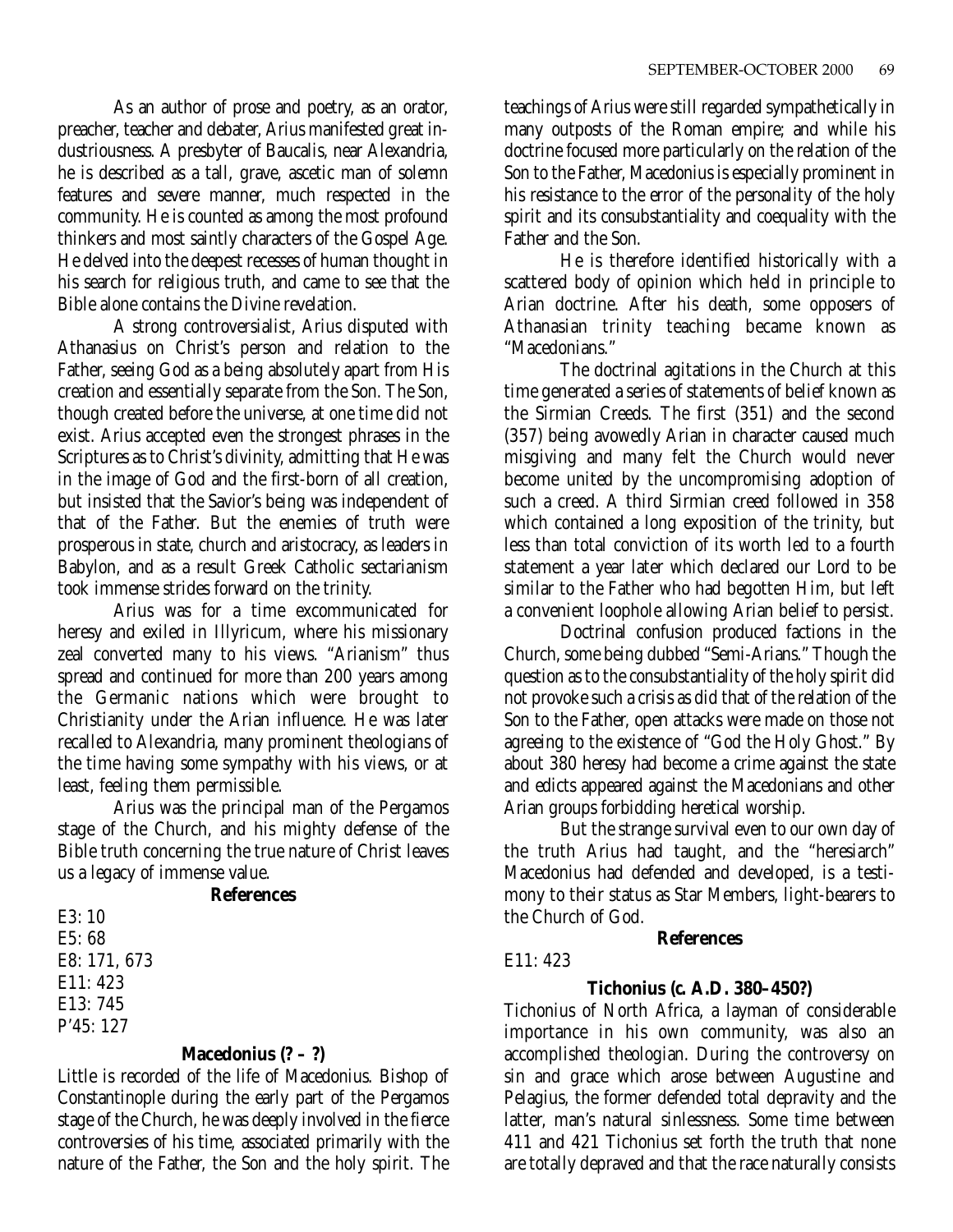As an author of prose and poetry, as an orator, preacher, teacher and debater, Arius manifested great industriousness. A presbyter of Baucalis, near Alexandria, he is described as a tall, grave, ascetic man of solemn features and severe manner, much respected in the community. He is counted as among the most profound thinkers and most saintly characters of the Gospel Age. He delved into the deepest recesses of human thought in his search for religious truth, and came to see that the Bible alone contains the Divine revelation.

A strong controversialist, Arius disputed with Athanasius on Christ's person and relation to the Father, seeing God as a being absolutely apart from His creation and essentially separate from the Son. The Son, though created before the universe, at one time did not exist. Arius accepted even the strongest phrases in the Scriptures as to Christ's divinity, admitting that He was in the image of God and the first-born of all creation, but insisted that the Savior's being was independent of that of the Father. But the enemies of truth were prosperous in state, church and aristocracy, as leaders in Babylon, and as a result Greek Catholic sectarianism took immense strides forward on the trinity.

Arius was for a time excommunicated for heresy and exiled in Illyricum, where his missionary zeal converted many to his views. "Arianism" thus spread and continued for more than 200 years among the Germanic nations which were brought to Christianity under the Arian influence. He was later recalled to Alexandria, many prominent theologians of the time having some sympathy with his views, or at least, feeling them permissible.

Arius was the principal man of the Pergamos stage of the Church, and his mighty defense of the Bible truth concerning the true nature of Christ leaves us a legacy of immense value.

**References**

E3: 10
E5: 68
E8: 171, 673
E11: 423
E13: 745
P'45: 127

### Macedonius (? – ?)

Little is recorded of the life of Macedonius. Bishop of Constantinople during the early part of the Pergamos stage of the Church, he was deeply involved in the fierce controversies of his time, associated primarily with the nature of the Father, the Son and the holy spirit. The teachings of Arius were still regarded sympathetically in many outposts of the Roman empire; and while his doctrine focused more particularly on the relation of the Son to the Father, Macedonius is especially prominent in his resistance to the error of the personality of the holy spirit and its consubstantiality and coequality with the Father and the Son.

He is therefore identified historically with a scattered body of opinion which held in principle to Arian doctrine. After his death, some opposers of Athanasian trinity teaching became known as "Macedonians."

The doctrinal agitations in the Church at this time generated a series of statements of belief known as the Sirmian Creeds. The first (351) and the second (357) being avowedly Arian in character caused much misgiving and many felt the Church would never become united by the uncompromising adoption of such a creed. A third Sirmian creed followed in 358 which contained a long exposition of the trinity, but less than total conviction of its worth led to a fourth statement a year later which declared our Lord to be similar to the Father who had begotten Him, but left a convenient loophole allowing Arian belief to persist.

Doctrinal confusion produced factions in the Church, some being dubbed "Semi-Arians." Though the question as to the consubstantiality of the holy spirit did not provoke such a crisis as did that of the relation of the Son to the Father, open attacks were made on those not agreeing to the existence of "God the Holy Ghost." By about 380 heresy had become a crime against the state and edicts appeared against the Macedonians and other Arian groups forbidding heretical worship.

But the strange survival even to our own day of the truth Arius had taught, and the "heresiarch" Macedonius had defended and developed, is a testimony to their status as Star Members, light-bearers to the Church of God.

**References**

E11: 423

### Tichonius (c. A.D. 380–450?)

Tichonius of North Africa, a layman of considerable importance in his own community, was also an accomplished theologian. During the controversy on sin and grace which arose between Augustine and Pelagius, the former defended total depravity and the latter, man's natural sinlessness. Some time between 411 and 421 Tichonius set forth the truth that none are totally depraved and that the race naturally consists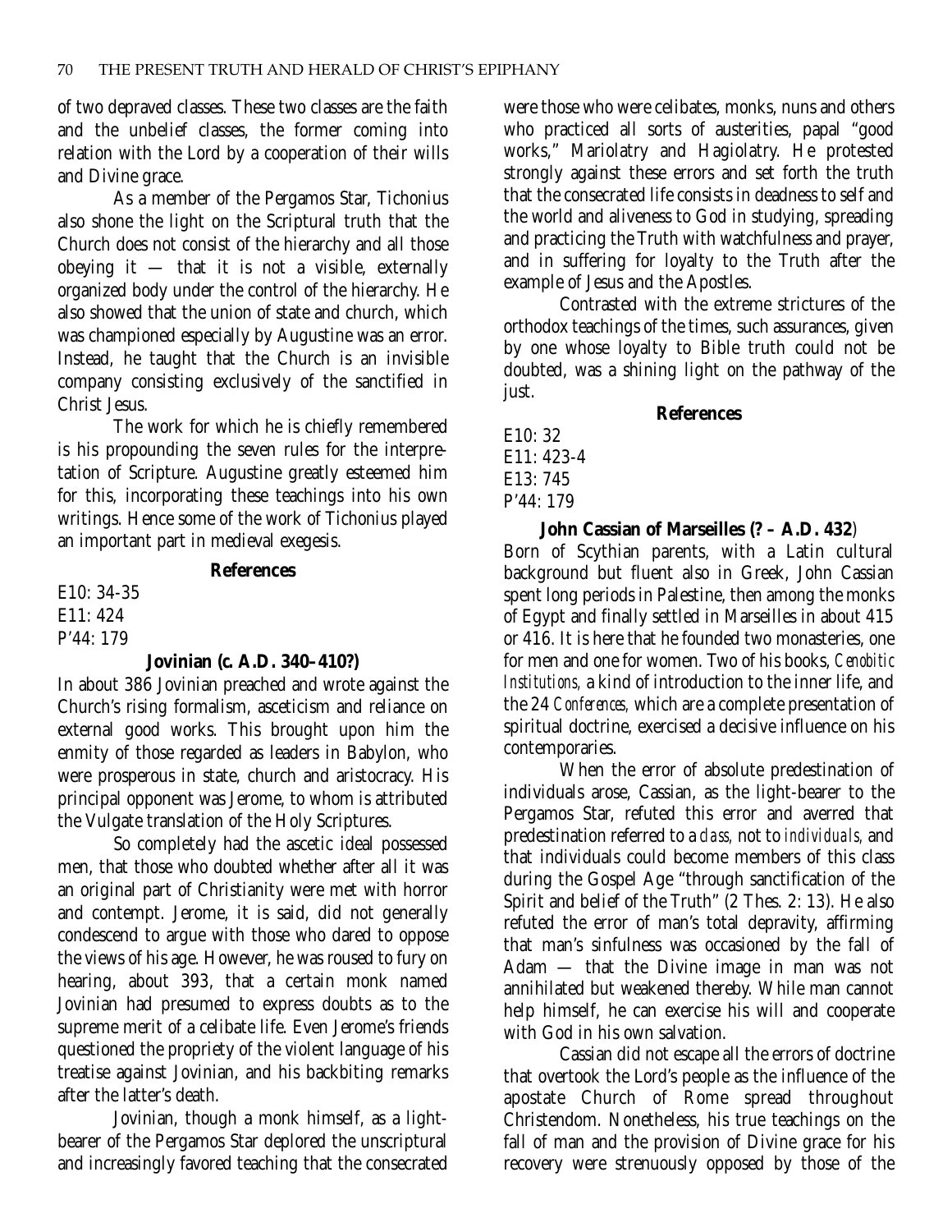of two depraved classes. These two classes are the faith and the unbelief classes, the former coming into relation with the Lord by a cooperation of their wills and Divine grace.

As a member of the Pergamos Star, Tichonius also shone the light on the Scriptural truth that the Church does not consist of the hierarchy and all those obeying it — that it is not a visible, externally organized body under the control of the hierarchy. He also showed that the union of state and church, which was championed especially by Augustine was an error. Instead, he taught that the Church is an invisible company consisting exclusively of the sanctified in Christ Jesus.

The work for which he is chiefly remembered is his propounding the seven rules for the interpretation of Scripture. Augustine greatly esteemed him for this, incorporating these teachings into his own writings. Hence some of the work of Tichonius played an important part in medieval exegesis.

**References**

E10: 34-35
E11: 424
P'44: 179

**Jovinian (c. A.D. 340–410?)**

In about 386 Jovinian preached and wrote against the Church's rising formalism, asceticism and reliance on external good works. This brought upon him the enmity of those regarded as leaders in Babylon, who were prosperous in state, church and aristocracy. His principal opponent was Jerome, to whom is attributed the Vulgate translation of the Holy Scriptures.

So completely had the ascetic ideal possessed men, that those who doubted whether after all it was an original part of Christianity were met with horror and contempt. Jerome, it is said, did not generally condescend to argue with those who dared to oppose the views of his age. However, he was roused to fury on hearing, about 393, that a certain monk named Jovinian had presumed to express doubts as to the supreme merit of a celibate life. Even Jerome's friends questioned the propriety of the violent language of his treatise against Jovinian, and his backbiting remarks after the latter's death.

Jovinian, though a monk himself, as a light-bearer of the Pergamos Star deplored the unscriptural and increasingly favored teaching that the consecrated were those who were celibates, monks, nuns and others who practiced all sorts of austerities, papal "good works," Mariolatry and Hagiolatry. He protested strongly against these errors and set forth the truth that the consecrated life consists in deadness to self and the world and aliveness to God in studying, spreading and practicing the Truth with watchfulness and prayer, and in suffering for loyalty to the Truth after the example of Jesus and the Apostles.

Contrasted with the extreme strictures of the orthodox teachings of the times, such assurances, given by one whose loyalty to Bible truth could not be doubted, was a shining light on the pathway of the just.

**References**

E10: 32
E11: 423-4
E13: 745
P'44: 179

**John Cassian of Marseilles (? – A.D. 432)**

Born of Scythian parents, with a Latin cultural background but fluent also in Greek, John Cassian spent long periods in Palestine, then among the monks of Egypt and finally settled in Marseilles in about 415 or 416. It is here that he founded two monasteries, one for men and one for women. Two of his books, *Cenobitic Institutions,* a kind of introduction to the inner life, and the 24 *Conferences,* which are a complete presentation of spiritual doctrine, exercised a decisive influence on his contemporaries.

When the error of absolute predestination of individuals arose, Cassian, as the light-bearer to the Pergamos Star, refuted this error and averred that predestination referred to a *class,* not to *individuals,* and that individuals could become members of this class during the Gospel Age "through sanctification of the Spirit and belief of the Truth" (2 Thes. 2: 13). He also refuted the error of man's total depravity, affirming that man's sinfulness was occasioned by the fall of Adam — that the Divine image in man was not annihilated but weakened thereby. While man cannot help himself, he can exercise his will and cooperate with God in his own salvation.

Cassian did not escape all the errors of doctrine that overtook the Lord's people as the influence of the apostate Church of Rome spread throughout Christendom. Nonetheless, his true teachings on the fall of man and the provision of Divine grace for his recovery were strenuously opposed by those of the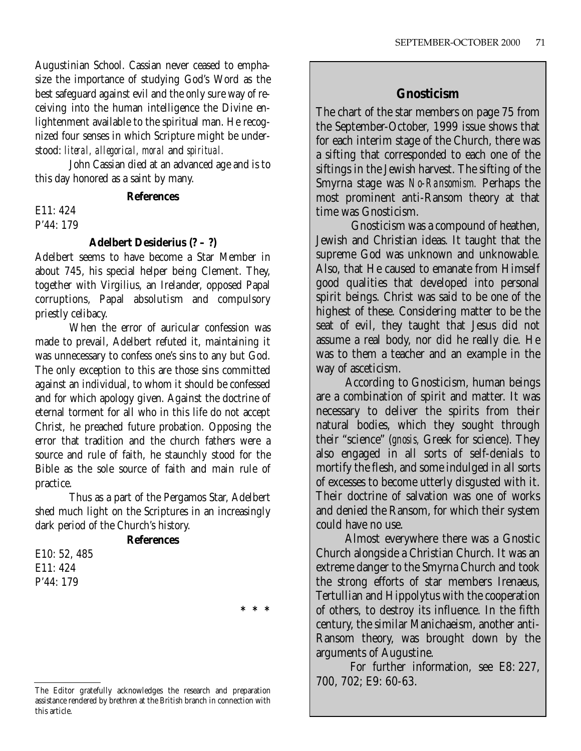Augustinian School. Cassian never ceased to emphasize the importance of studying God's Word as the best safeguard against evil and the only sure way of receiving into the human intelligence the Divine enlightenment available to the spiritual man. He recognized four senses in which Scripture might be understood: *literal, allegorical, moral* and *spiritual.*

John Cassian died at an advanced age and is to this day honored as a saint by many.

**References**

E11: 424
P'44: 179

**Adelbert Desiderius (? – ?)**

Adelbert seems to have become a Star Member in about 745, his special helper being Clement. They, together with Virgilius, an Irelander, opposed Papal corruptions, Papal absolutism and compulsory priestly celibacy.

When the error of auricular confession was made to prevail, Adelbert refuted it, maintaining it was unnecessary to confess one's sins to any but God. The only exception to this are those sins committed against an individual, to whom it should be confessed and for which apology given. Against the doctrine of eternal torment for all who in this life do not accept Christ, he preached future probation. Opposing the error that tradition and the church fathers were a source and rule of faith, he staunchly stood for the Bible as the sole source of faith and main rule of practice.

Thus as a part of the Pergamos Star, Adelbert shed much light on the Scriptures in an increasingly dark period of the Church's history.

**References**

E10: 52, 485
E11: 424
P'44: 179

\* \* \*

The Editor gratefully acknowledges the research and preparation assistance rendered by brethren at the British branch in connection with this article.

## Gnosticism

The chart of the star members on page 75 from the September-October, 1999 issue shows that for each interim stage of the Church, there was a sifting that corresponded to each one of the siftings in the Jewish harvest. The sifting of the Smyrna stage was *No-Ransomism.* Perhaps the most prominent anti-Ransom theory at that time was Gnosticism.

Gnosticism was a compound of heathen, Jewish and Christian ideas. It taught that the supreme God was unknown and unknowable. Also, that He caused to emanate from Himself good qualities that developed into personal spirit beings. Christ was said to be one of the highest of these. Considering matter to be the seat of evil, they taught that Jesus did not assume a real body, nor did he really die. He was to them a teacher and an example in the way of asceticism.

According to Gnosticism, human beings are a combination of spirit and matter. It was necessary to deliver the spirits from their natural bodies, which they sought through their "science" (*gnosis,* Greek for science). They also engaged in all sorts of self-denials to mortify the flesh, and some indulged in all sorts of excesses to become utterly disgusted with it. Their doctrine of salvation was one of works and denied the Ransom, for which their system could have no use.

Almost everywhere there was a Gnostic Church alongside a Christian Church. It was an extreme danger to the Smyrna Church and took the strong efforts of star members Irenaeus, Tertullian and Hippolytus with the cooperation of others, to destroy its influence. In the fifth century, the similar Manichaeism, another anti-Ransom theory, was brought down by the arguments of Augustine.

For further information, see E8: 227, 700, 702; E9: 60-63.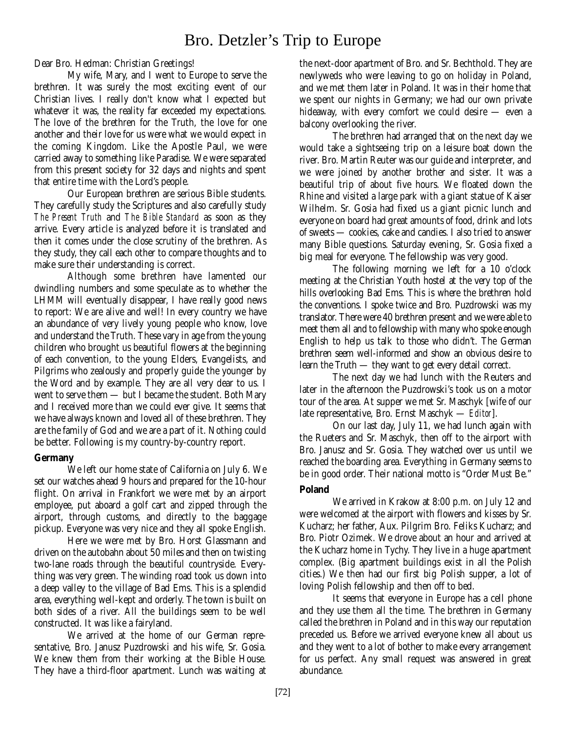# Bro. Detzler's Trip to Europe

Dear Bro. Hedman: Christian Greetings!

My wife, Mary, and I went to Europe to serve the brethren. It was surely the most exciting event of our Christian lives. I really don't know what I expected but whatever it was, the reality far exceeded my expectations. The love of the brethren for the Truth, the love for one another and their love for us were what we would expect in the coming Kingdom. Like the Apostle Paul, we were carried away to something like Paradise. We were separated from this present society for 32 days and nights and spent that entire time with the Lord's people.

Our European brethren are serious Bible students. They carefully study the Scriptures and also carefully study *The Present Truth* and *The Bible Standard* as soon as they arrive. Every article is analyzed before it is translated and then it comes under the close scrutiny of the brethren. As they study, they call each other to compare thoughts and to make sure their understanding is correct.

Although some brethren have lamented our dwindling numbers and some speculate as to whether the LHMM will eventually disappear, I have really good news to report: We are alive and well! In every country we have an abundance of very lively young people who know, love and understand the Truth. These vary in age from the young children who brought us beautiful flowers at the beginning of each convention, to the young Elders, Evangelists, and Pilgrims who zealously and properly guide the younger by the Word and by example. They are all very dear to us. I went to serve them — but I became the student. Both Mary and I received more than we could ever give. It seems that we have always known and loved all of these brethren. They are the family of God and we are a part of it. Nothing could be better. Following is my country-by-country report.

**Germany**

We left our home state of California on July 6. We set our watches ahead 9 hours and prepared for the 10-hour flight. On arrival in Frankfort we were met by an airport employee, put aboard a golf cart and zipped through the airport, through customs, and directly to the baggage pickup. Everyone was very nice and they all spoke English.

Here we were met by Bro. Horst Glassmann and driven on the autobahn about 50 miles and then on twisting two-lane roads through the beautiful countryside. Everything was very green. The winding road took us down into a deep valley to the village of Bad Ems. This is a splendid area, everything well-kept and orderly. The town is built on both sides of a river. All the buildings seem to be well constructed. It was like a fairyland.

We arrived at the home of our German representative, Bro. Janusz Puzdrowski and his wife, Sr. Gosia. We knew them from their working at the Bible House. They have a third-floor apartment. Lunch was waiting at the next-door apartment of Bro. and Sr. Bechthold. They are newlyweds who were leaving to go on holiday in Poland, and we met them later in Poland. It was in their home that we spent our nights in Germany; we had our own private hideaway, with every comfort we could desire — even a balcony overlooking the river.

The brethren had arranged that on the next day we would take a sightseeing trip on a leisure boat down the river. Bro. Martin Reuter was our guide and interpreter, and we were joined by another brother and sister. It was a beautiful trip of about five hours. We floated down the Rhine and visited a large park with a giant statue of Kaiser Wilhelm. Sr. Gosia had fixed us a giant picnic lunch and everyone on board had great amounts of food, drink and lots of sweets — cookies, cake and candies. I also tried to answer many Bible questions. Saturday evening, Sr. Gosia fixed a big meal for everyone. The fellowship was very good.

The following morning we left for a 10 o'clock meeting at the Christian Youth hostel at the very top of the hills overlooking Bad Ems. This is where the brethren hold the conventions. I spoke twice and Bro. Puzdrowski was my translator. There were 40 brethren present and we were able to meet them all and to fellowship with many who spoke enough English to help us talk to those who didn't. The German brethren seem well-informed and show an obvious desire to learn the Truth — they want to get every detail correct.

The next day we had lunch with the Reuters and later in the afternoon the Puzdrowski's took us on a motor tour of the area. At supper we met Sr. Maschyk [wife of our late representative, Bro. Ernst Maschyk — *Editor*].

On our last day, July 11, we had lunch again with the Rueters and Sr. Maschyk, then off to the airport with Bro. Janusz and Sr. Gosia. They watched over us until we reached the boarding area. Everything in Germany seems to be in good order. Their national motto is "Order Must Be."

**Poland**

We arrived in Krakow at 8:00 p.m. on July 12 and were welcomed at the airport with flowers and kisses by Sr. Kucharz; her father, Aux. Pilgrim Bro. Feliks Kucharz; and Bro. Piotr Ozimek. We drove about an hour and arrived at the Kucharz home in Tychy. They live in a huge apartment complex. (Big apartment buildings exist in all the Polish cities.) We then had our first big Polish supper, a lot of loving Polish fellowship and then off to bed.

It seems that everyone in Europe has a cell phone and they use them all the time. The brethren in Germany called the brethren in Poland and in this way our reputation preceded us. Before we arrived everyone knew all about us and they went to a lot of bother to make every arrangement for us perfect. Any small request was answered in great abundance.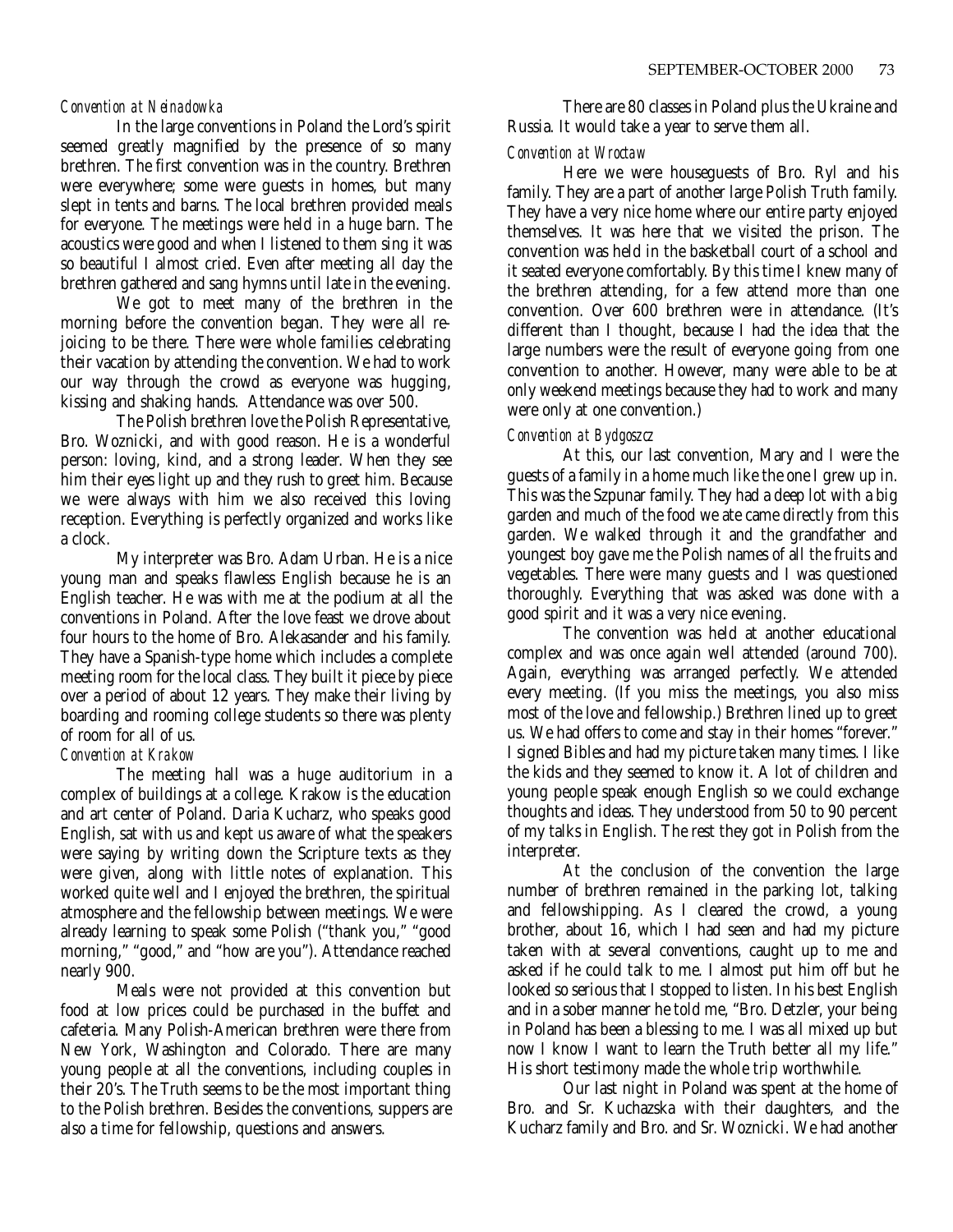*Convention at Neinadowka*

In the large conventions in Poland the Lord's spirit seemed greatly magnified by the presence of so many brethren. The first convention was in the country. Brethren were everywhere; some were guests in homes, but many slept in tents and barns. The local brethren provided meals for everyone. The meetings were held in a huge barn. The acoustics were good and when I listened to them sing it was so beautiful I almost cried. Even after meeting all day the brethren gathered and sang hymns until late in the evening.

We got to meet many of the brethren in the morning before the convention began. They were all rejoicing to be there. There were whole families celebrating their vacation by attending the convention. We had to work our way through the crowd as everyone was hugging, kissing and shaking hands. Attendance was over 500.

The Polish brethren love the Polish Representative, Bro. Woznicki, and with good reason. He is a wonderful person: loving, kind, and a strong leader. When they see him their eyes light up and they rush to greet him. Because we were always with him we also received this loving reception. Everything is perfectly organized and works like a clock.

My interpreter was Bro. Adam Urban. He is a nice young man and speaks flawless English because he is an English teacher. He was with me at the podium at all the conventions in Poland. After the love feast we drove about four hours to the home of Bro. Alekasander and his family. They have a Spanish-type home which includes a complete meeting room for the local class. They built it piece by piece over a period of about 12 years. They make their living by boarding and rooming college students so there was plenty of room for all of us.

*Convention at Krakow*

The meeting hall was a huge auditorium in a complex of buildings at a college. Krakow is the education and art center of Poland. Daria Kucharz, who speaks good English, sat with us and kept us aware of what the speakers were saying by writing down the Scripture texts as they were given, along with little notes of explanation. This worked quite well and I enjoyed the brethren, the spiritual atmosphere and the fellowship between meetings. We were already learning to speak some Polish ("thank you," "good morning," "good," and "how are you"). Attendance reached nearly 900.

Meals were not provided at this convention but food at low prices could be purchased in the buffet and cafeteria. Many Polish-American brethren were there from New York, Washington and Colorado. There are many young people at all the conventions, including couples in their 20's. The Truth seems to be the most important thing to the Polish brethren. Besides the conventions, suppers are also a time for fellowship, questions and answers.

There are 80 classes in Poland plus the Ukraine and Russia. It would take a year to serve them all.

*Convention at Wroctaw*

Here we were houseguests of Bro. Ryl and his family. They are a part of another large Polish Truth family. They have a very nice home where our entire party enjoyed themselves. It was here that we visited the prison. The convention was held in the basketball court of a school and it seated everyone comfortably. By this time I knew many of the brethren attending, for a few attend more than one convention. Over 600 brethren were in attendance. (It's different than I thought, because I had the idea that the large numbers were the result of everyone going from one convention to another. However, many were able to be at only weekend meetings because they had to work and many were only at one convention.)

*Convention at Bydgoszcz*

At this, our last convention, Mary and I were the guests of a family in a home much like the one I grew up in. This was the Szpunar family. They had a deep lot with a big garden and much of the food we ate came directly from this garden. We walked through it and the grandfather and youngest boy gave me the Polish names of all the fruits and vegetables. There were many guests and I was questioned thoroughly. Everything that was asked was done with a good spirit and it was a very nice evening.

The convention was held at another educational complex and was once again well attended (around 700). Again, everything was arranged perfectly. We attended every meeting. (If you miss the meetings, you also miss most of the love and fellowship.) Brethren lined up to greet us. We had offers to come and stay in their homes "forever." I signed Bibles and had my picture taken many times. I like the kids and they seemed to know it. A lot of children and young people speak enough English so we could exchange thoughts and ideas. They understood from 50 to 90 percent of my talks in English. The rest they got in Polish from the interpreter.

At the conclusion of the convention the large number of brethren remained in the parking lot, talking and fellowshipping. As I cleared the crowd, a young brother, about 16, which I had seen and had my picture taken with at several conventions, caught up to me and asked if he could talk to me. I almost put him off but he looked so serious that I stopped to listen. In his best English and in a sober manner he told me, "Bro. Detzler, your being in Poland has been a blessing to me. I was all mixed up but now I know I want to learn the Truth better all my life." His short testimony made the whole trip worthwhile.

Our last night in Poland was spent at the home of Bro. and Sr. Kuchazska with their daughters, and the Kucharz family and Bro. and Sr. Woznicki. We had another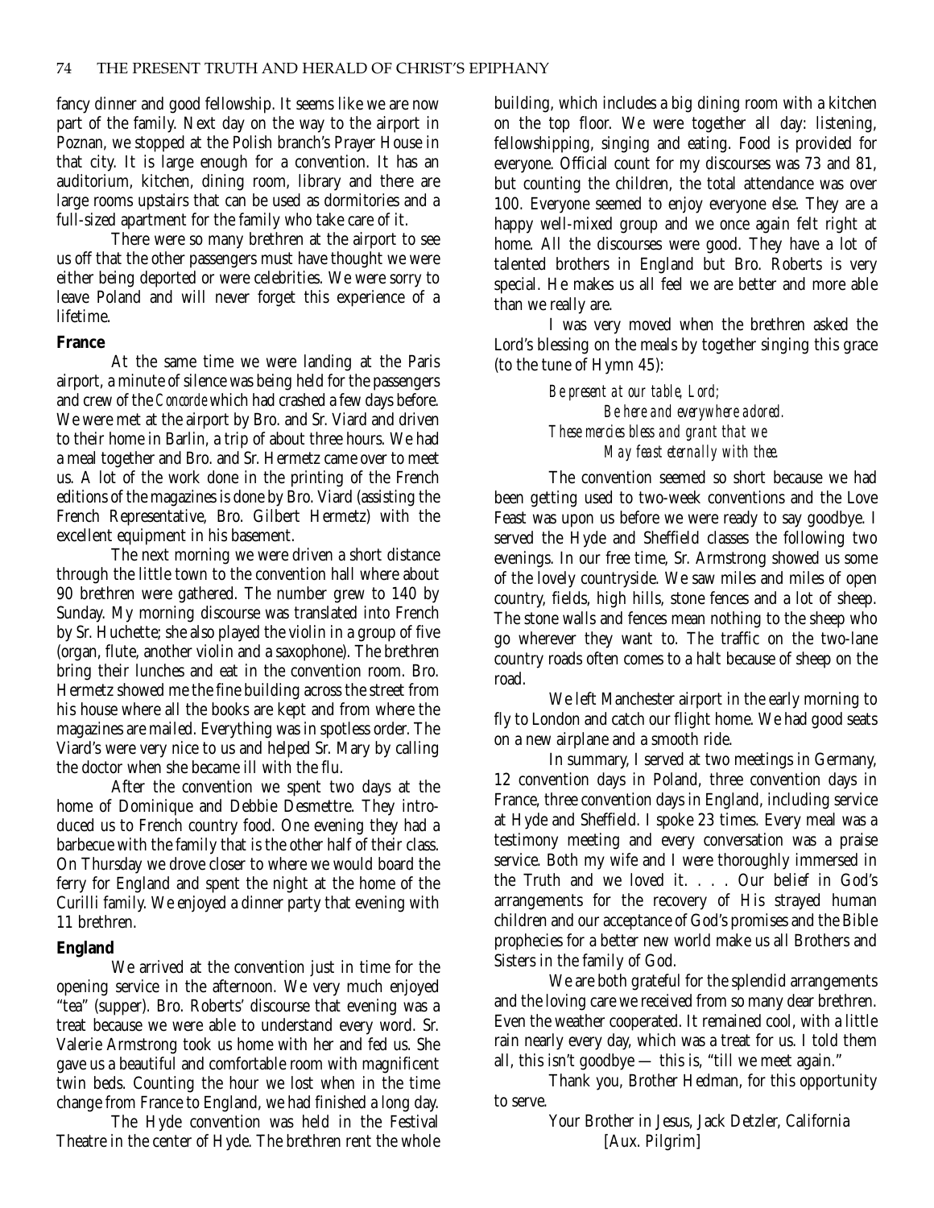fancy dinner and good fellowship. It seems like we are now part of the family. Next day on the way to the airport in Poznan, we stopped at the Polish branch's Prayer House in that city. It is large enough for a convention. It has an auditorium, kitchen, dining room, library and there are large rooms upstairs that can be used as dormitories and a full-sized apartment for the family who take care of it.

There were so many brethren at the airport to see us off that the other passengers must have thought we were either being deported or were celebrities. We were sorry to leave Poland and will never forget this experience of a lifetime.

**France**

At the same time we were landing at the Paris airport, a minute of silence was being held for the passengers and crew of the *Concorde* which had crashed a few days before. We were met at the airport by Bro. and Sr. Viard and driven to their home in Barlin, a trip of about three hours. We had a meal together and Bro. and Sr. Hermetz came over to meet us. A lot of the work done in the printing of the French editions of the magazines is done by Bro. Viard (assisting the French Representative, Bro. Gilbert Hermetz) with the excellent equipment in his basement.

The next morning we were driven a short distance through the little town to the convention hall where about 90 brethren were gathered. The number grew to 140 by Sunday. My morning discourse was translated into French by Sr. Huchette; she also played the violin in a group of five (organ, flute, another violin and a saxophone). The brethren bring their lunches and eat in the convention room. Bro. Hermetz showed me the fine building across the street from his house where all the books are kept and from where the magazines are mailed. Everything was in spotless order. The Viard's were very nice to us and helped Sr. Mary by calling the doctor when she became ill with the flu.

After the convention we spent two days at the home of Dominique and Debbie Desmettre. They introduced us to French country food. One evening they had a barbecue with the family that is the other half of their class. On Thursday we drove closer to where we would board the ferry for England and spent the night at the home of the Curilli family. We enjoyed a dinner party that evening with 11 brethren.

**England**

We arrived at the convention just in time for the opening service in the afternoon. We very much enjoyed "tea" (supper). Bro. Roberts' discourse that evening was a treat because we were able to understand every word. Sr. Valerie Armstrong took us home with her and fed us. She gave us a beautiful and comfortable room with magnificent twin beds. Counting the hour we lost when in the time change from France to England, we had finished a long day.

The Hyde convention was held in the Festival Theatre in the center of Hyde. The brethren rent the whole building, which includes a big dining room with a kitchen on the top floor. We were together all day: listening, fellowshipping, singing and eating. Food is provided for everyone. Official count for my discourses was 73 and 81, but counting the children, the total attendance was over 100. Everyone seemed to enjoy everyone else. They are a happy well-mixed group and we once again felt right at home. All the discourses were good. They have a lot of talented brothers in England but Bro. Roberts is very special. He makes us all feel we are better and more able than we really are.

I was very moved when the brethren asked the Lord's blessing on the meals by together singing this grace (to the tune of Hymn 45):

> *Be present at our table, Lord;*
> *Be here and everywhere adored.*
> *These mercies bless and grant that we*
> *May feast eternally with thee.*

The convention seemed so short because we had been getting used to two-week conventions and the Love Feast was upon us before we were ready to say goodbye. I served the Hyde and Sheffield classes the following two evenings. In our free time, Sr. Armstrong showed us some of the lovely countryside. We saw miles and miles of open country, fields, high hills, stone fences and a lot of sheep. The stone walls and fences mean nothing to the sheep who go wherever they want to. The traffic on the two-lane country roads often comes to a halt because of sheep on the road.

We left Manchester airport in the early morning to fly to London and catch our flight home. We had good seats on a new airplane and a smooth ride.

In summary, I served at two meetings in Germany, 12 convention days in Poland, three convention days in France, three convention days in England, including service at Hyde and Sheffield. I spoke 23 times. Every meal was a testimony meeting and every conversation was a praise service. Both my wife and I were thoroughly immersed in the Truth and we loved it. . . . Our belief in God's arrangements for the recovery of His strayed human children and our acceptance of God's promises and the Bible prophecies for a better new world make us all Brothers and Sisters in the family of God.

We are both grateful for the splendid arrangements and the loving care we received from so many dear brethren. Even the weather cooperated. It remained cool, with a little rain nearly every day, which was a treat for us. I told them all, this isn't goodbye — this is, "till we meet again."

Thank you, Brother Hedman, for this opportunity to serve.

Your Brother in Jesus, Jack Detzler, California
[Aux. Pilgrim]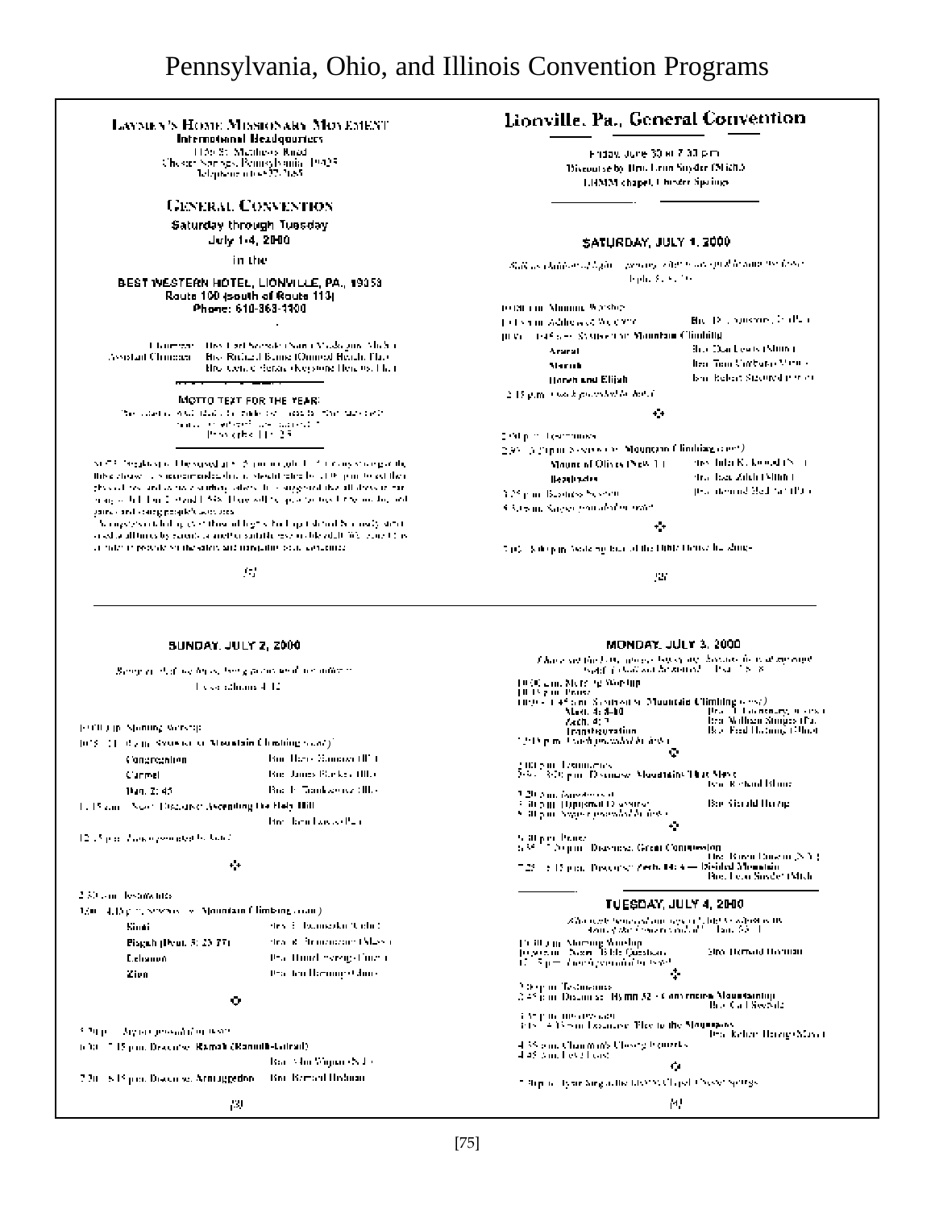# Pennsylvania, Ohio, and Illinois Convention Programs

LAYMEN'S HOME MISSIONARY MOVEMENT
International Headquarters
1156 St. Matthews Road
Chester Springs, Pennsylvania 19425
Telephone 610-827-7665

## GENERAL CONVENTION

Saturday through Tuesday
July 1-4, 2000
in the
BEST WESTERN HOTEL, LIONVILLE, PA., 19353
Route 100 (south of Route 113)
Phone: 610-363-1100

Chairman: Bro. Carl Seestedt (North Muskegon, Mich.)
Assistant Chairman: Bro. Richard Blome (Ormond Beach, Fla.)
Bro. Gene Hoffman (Keystone Heights, Fla.)

MOTTO TEXT FOR THE YEAR:
"..." Proverbs 11:25

NOTE: ...

[2]

## Lionville, Pa., General Convention

Friday, June 30 at 7:30 p.m.
Discourse by Bro. Leon Snyder (Mich.)
LHMM chapel, Chester Springs

### SATURDAY, JULY 1, 2000

*...* Isaiah ...

10:00 a.m. Morning Worship
10:15 a.m. Address of Welcome — Bro. ...
10:30 – 11:45 a.m. Symposium: Mountain Climbing

- Ararat — Bro. Dan Lewis (Mich.)
- Moriah — Bro. Tom Vorhaben (Wis.)
- Horeb and Elijah — Bro. Robert Seestedt (Mich.)

12:15 p.m. *Lunch provided by hotel*

2:00 p.m. Testimonies
2:45 – 3:20 p.m. Symposium: Mountain Climbing (cont.)

- Mount of Olives (Neh. 1) — Bro. John K. Konrad (N.J.)
- Beelzebub — Bro. Ken Zaleh (Mich.)

3:25 p.m. Business Session — Bro. Bernard Hedman (Fla.)
4:30 p.m. *Supper provided by hotel*

7:00 – 8:00 p.m. Sing-along tour of the Bible House Archives

[2]

### SUNDAY, JULY 2, 2000

*...* Ecclesiastes 4:12

10:00 a.m. Morning Worship
10:15 – 11:45 a.m. Symposium: Mountain Climbing (cont.)

- Congregation — Bro. Harry Hammer (Ill.)
- Carmel — Bro. James Parker (Ill.)
- Dan. 2:45 — Bro. F. Zankowsky (Ill.)

11:15 a.m. Discourse: Ascending the Holy Hill — Bro. Ken Lewis (Pa.)

12:45 p.m. *Lunch provided by hotel*

2:30 p.m. Testimonies
3:00 – 4:15 p.m. Symposium: Mountain Climbing (cont.)

- Sinai — Bro. J. Fernando (Calif.)
- Pisgah (Deut. 3:23-27) — Bro. R. Fernandez (Mass.)
- Lebanon — Bro. Daniel Sweigs (Ind.)
- Zion — Bro. Jon Herring (Ohio)

5:30 p.m. *Supper provided by hotel*
6:30 – 7:15 p.m. Discourse: Ramah (Ramoth-Gilead) — Bro. John Vignati (N.J.)
7:30 – 8:15 p.m. Discourse: Armageddon — Bro. Bernard Hedman

[3]

### MONDAY, JULY 3, 2000

*...* Psa. ...

10:00 a.m. Morning Worship
10:15 a.m. Praise
10:30 – 11:45 a.m. Symposium: Mountain Climbing (cont.)

- Matt. 4:8-10 — Bro. ...
- Zech. 4:7 — Bro. William Sweigs (Pa.)
- Transfiguration — Bro. Fred Herring (Ohio)

12:15 p.m. *Lunch provided by hotel*

2:00 p.m. Testimonies
2:45 – 3:20 p.m. Discourse: Mountains That Move — Bro. Richard Blome
3:20 p.m. ...
3:30 p.m. Baptismal Discourse — Bro. Gerald Herzog
4:30 p.m. *Supper provided by hotel*

6:30 p.m. Praise
6:45 – 7:20 p.m. Discourse: Great Commission — Bro. Robert Dawson (N.Y.)
7:25 – 8:15 p.m. Discourse: Zech. 14:4 — Divided Mountain — Bro. Leon Snyder (Mich.)

### TUESDAY, JULY 4, 2000

*...* Dan. ...

10:00 a.m. Morning Worship
10:15 a.m. Noon: Bible Questions — Bro. Bernard Hedman
12:15 p.m. *Lunch provided by hotel*

2:00 p.m. Testimonies
2:45 p.m. Discourse: Hymn 32 — Conquering Mountains — Bro. Carl Seestedt
3:30 p.m. ...
3:45 – 4:15 p.m. Discourse: Flee to the Mountains — Bro. Robert Herring (Mass.)
4:35 p.m. Chairman's Closing Remarks
4:45 p.m. Love Feast

7:30 p.m. Hymn Sing at the LHMM Chapel, Chester Springs

[4]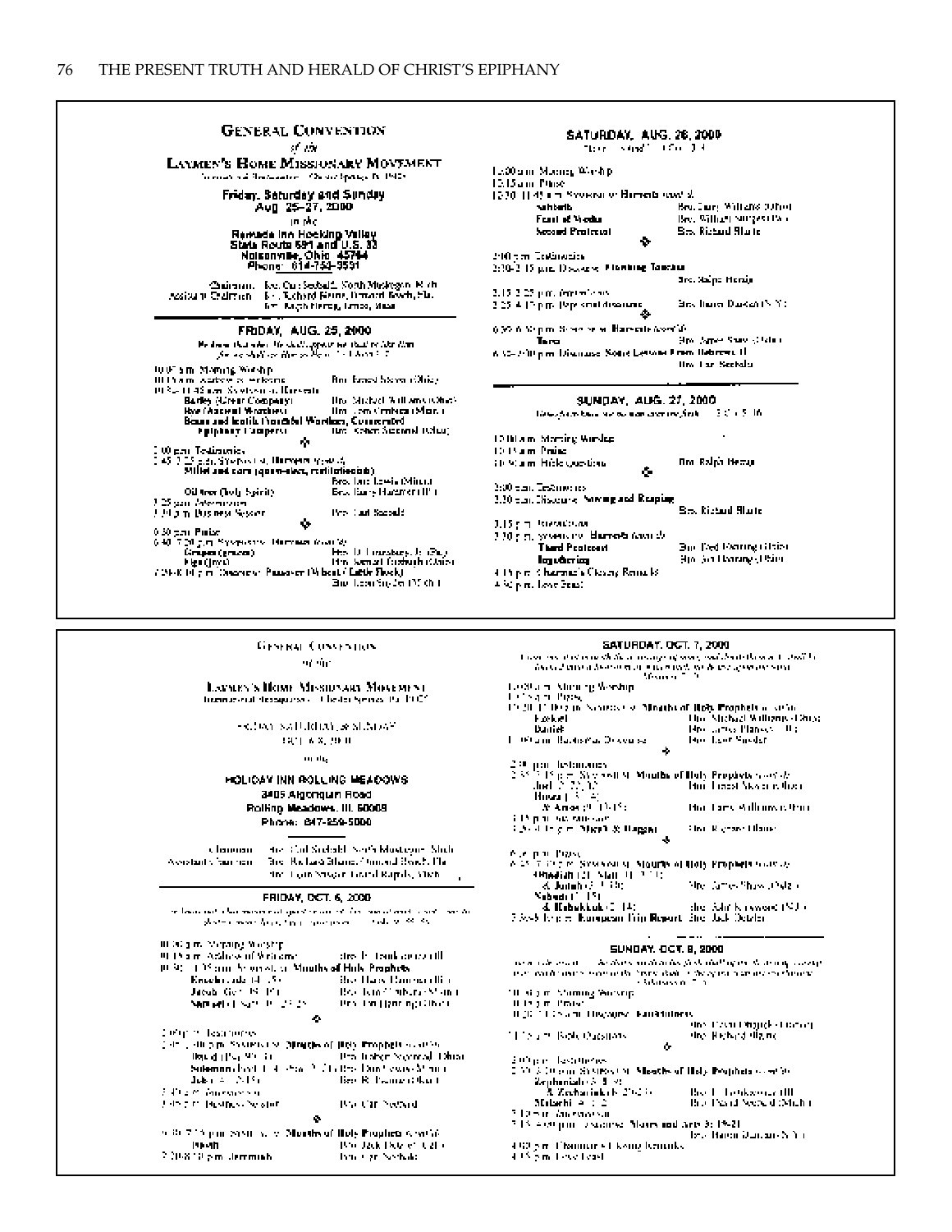## GENERAL CONVENTION
*of the*
## LAYMEN'S HOME MISSIONARY MOVEMENT

International Headquarters—Chester Springs, PA 19425

**Friday, Saturday and Sunday**
**Aug. 25–27, 2000**

*in the*

**Ramada Inn Hocking Valley**
**State Route 691 and U.S. 33**
**Nelsonville, Ohio 45764**
**Phone: 614-753-3531**

Chairman: Bro. Carl Seebald, North Muskegon, Mich.
Assistant Chairmen: Bro. Richard Blaine, Ormond Beach, Fla.
Bro. Ralph Herzig, Lenox, Mass.

### FRIDAY, AUG. 25, 2000

*Behold, the days come, saith the Lord, that the plowman shall overtake the reaper.*

10:00 a.m. Morning Worship
10:15 a.m. Address of Welcome — Bro. Ernest Stover (Ohio)
10:30–11:45 a.m. Symposium: Harvests
**Barley (Great Company)** — Bro. Michael Williams (Ohio)
**Rye (Ancient Worthies)** — Bro. John Cembrola (Mass.)
**Beans and lentils (Youthful Worthies, Consecrated Epiphany Campers)** — Bro. Robert Seccombe (Ohio)

2:00 p.m. Testimonies
2:45–3:25 p.m. Symposium: Harvests (cont'd)
**Millet and corn (quasi-elect, restitutionists)** — Bro. Larry Lewis (Minn.)
**Oil tree (holy Spirit)** — Bro. Harry Hammer (Ill.)
3:25 p.m. Intermission
3:30 p.m. Business Session — Bro. Carl Seebald

6:30 p.m. Praise
6:40–7:20 p.m. Symposium: Harvests (cont'd)
**Grapes (graces)** — Bro. D. Lewandowski (Pa.)
**Figs (Jews)** — Bro. Samuel Erdmann (Ohio)
7:20–8:00 p.m. Discourse: Passover (Wheat—Little Flock) — Bro. Leon Snyder (Ohio)

### SATURDAY, AUG. 26, 2000

10:00 a.m. Morning Worship
10:15 a.m. Praise
10:20–11:45 a.m. Symposium: Harvests (cont'd)
**Sabbath** — Bro. Larry Williams (Ohio)
**Feast of Weeks** — Bro. William Sargent (Pa.)
**Second Pentecost** — Bro. Richard Blaine

2:00 p.m. Testimonies
2:30–3:15 p.m. Discourse: **Plowing Time** — Bro. Ralph Herzig
3:15–3:25 p.m. Intermission
3:25–4:15 p.m. Pilgrim discourse — Bro. Baron Duncan (N.Y.)

6:30–6:50 p.m. Symposium: Harvests (cont'd)
**Tares** — Bro. James Shaw (Ohio)
6:50–7:00 p.m. Discourse: Some Lessons From Hebrews 11 — Bro. Carl Seebald

### SUNDAY, AUG. 27, 2000

10:00 a.m. Morning Worship
10:15 a.m. Praise
10:30 a.m. Bible Questions — Bro. Ralph Herzig

2:00 p.m. Testimonies
2:30 p.m. Discourse: **Sowing and Reaping** — Bro. Richard Blaine
3:15 p.m. Intermission
3:30 p.m. Symposium: Harvests (cont'd)
**Third Pentecost** — Bro. Fred Dietring (Ohio)
**Ingathering** — Bro. Art Dietring (Ohio)
4:15 p.m. Chairman's Closing Remarks
4:30 p.m. Love Feast

---

## GENERAL CONVENTION
*of the*
## LAYMEN'S HOME MISSIONARY MOVEMENT

International Headquarters—Chester Springs, PA 19425

FRIDAY, SATURDAY & SUNDAY
OCT. 6–8, 2000

*in the*

**HOLIDAY INN ROLLING MEADOWS**
**3405 Algonquin Road**
**Rolling Meadows, Ill. 60008**
**Phone: 847-259-5000**

Chairman: Bro. Carl Seebald, North Muskegon, Mich.
Assistant Chairmen: Bro. Richard Blaine, Ormond Beach, Fla.
Bro. John Nesbitt, Grand Rapids, Mich.

### FRIDAY, OCT. 6, 2000

10:00 a.m. Morning Worship
10:15 a.m. Address of Welcome — Bro. D. Lewandowski (Ill.)
10:30–11:45 a.m. Symposium: **Mouths of Holy Prophets**
**Enoch** (Jude 14, 15) — Bro. Harry Hammer (Ill.)
**Jacob** (Gen. 49:10) — Bro. John Cembrola (Mass.)
**Samuel** (1 Sam. 2:25) — Bro. Tim Dietring (Ohio)

2:00 p.m. Testimonies
2:45–3:40 p.m. Symposium: **Mouths of Holy Prophets** (cont'd)
**David** (Psa. 90:10) — Bro. Robert Seccombe (Ohio)
**Solomon** (Eccl. 1:4; Prov. 3:...) — Bro. Dan Lewis (Minn.)
**Job** (Job 14:...) — Bro. R. Hammer (Ohio)
3:40 p.m. Intermission
3:45 p.m. Business Session — Bro. Carl Seebald

6:30–7:20 p.m. Symposium: **Mouths of Holy Prophets** (cont'd)
**Isaiah** — Bro. Jack Dobler (Calif.)
7:20–8:00 p.m. **Jeremiah** — Bro. Carl Seebald

### SATURDAY, OCT. 7, 2000

10:00 a.m. Morning Worship
10:15 a.m. Praise
10:20–11:00 a.m. Symposium: **Mouths of Holy Prophets** (cont'd)
**Ezekiel** — Bro. Michael Williams (Ohio)
**Daniel** — Bro. James Player (Ill.)
11:00 a.m. Baptismal Discourse — Bro. Leon Snyder

2:00 p.m. Testimonies
2:35–3:15 p.m. Symposium: **Mouths of Holy Prophets** (cont'd)
**Joel** (2:28–32) — Bro. Ernest Stover (Ohio)
**Hosea** (...) 
& **Amos** (9:13–15) — Bro. Larry Williams (Ohio)
3:15 p.m. Intermission
3:30–4:15 p.m. **Micah & Haggai** — Bro. Richard Blaine

6:30 p.m. Praise
6:35–7:35 p.m. Symposium: **Mouths of Holy Prophets** (cont'd)
**Obadiah** (21; Matt. 11:...) 
& **Jonah** (...) — Bro. James Shaw (Ohio)
**Nahum** (1:15) 
& **Habakkuk** (2:14) — Bro. John Krzywonos (N.J.)
7:35–8:00 p.m. European Trip Report — Bro. Jack Dobler

### SUNDAY, OCT. 8, 2000

10:00 a.m. Morning Worship
10:15 a.m. Praise
10:20–11:15 a.m. Discourse: **Fundamentals** — Bro. Fred Dietring (Ohio)
11:15 a.m. Bible Questions — Bro. Richard Blaine

2:00 p.m. Testimonies
2:30–3:10 p.m. Symposium: **Mouths of Holy Prophets** (cont'd)
**Zephaniah** (3:8, 9)
& **Zechariah** (8:20–23) — Bro. D. Lewandowski (Ill.)
**Malachi** (4:1, 2) — Bro. David Seccombe (Mich.)
3:10 p.m. Intermission
3:15–4:00 p.m. Discourse: **Moses and Acts 3:19–21** — Bro. Baron Duncan (N.Y.)
4:00 p.m. Chairman's Closing Remarks
4:15 p.m. Love Feast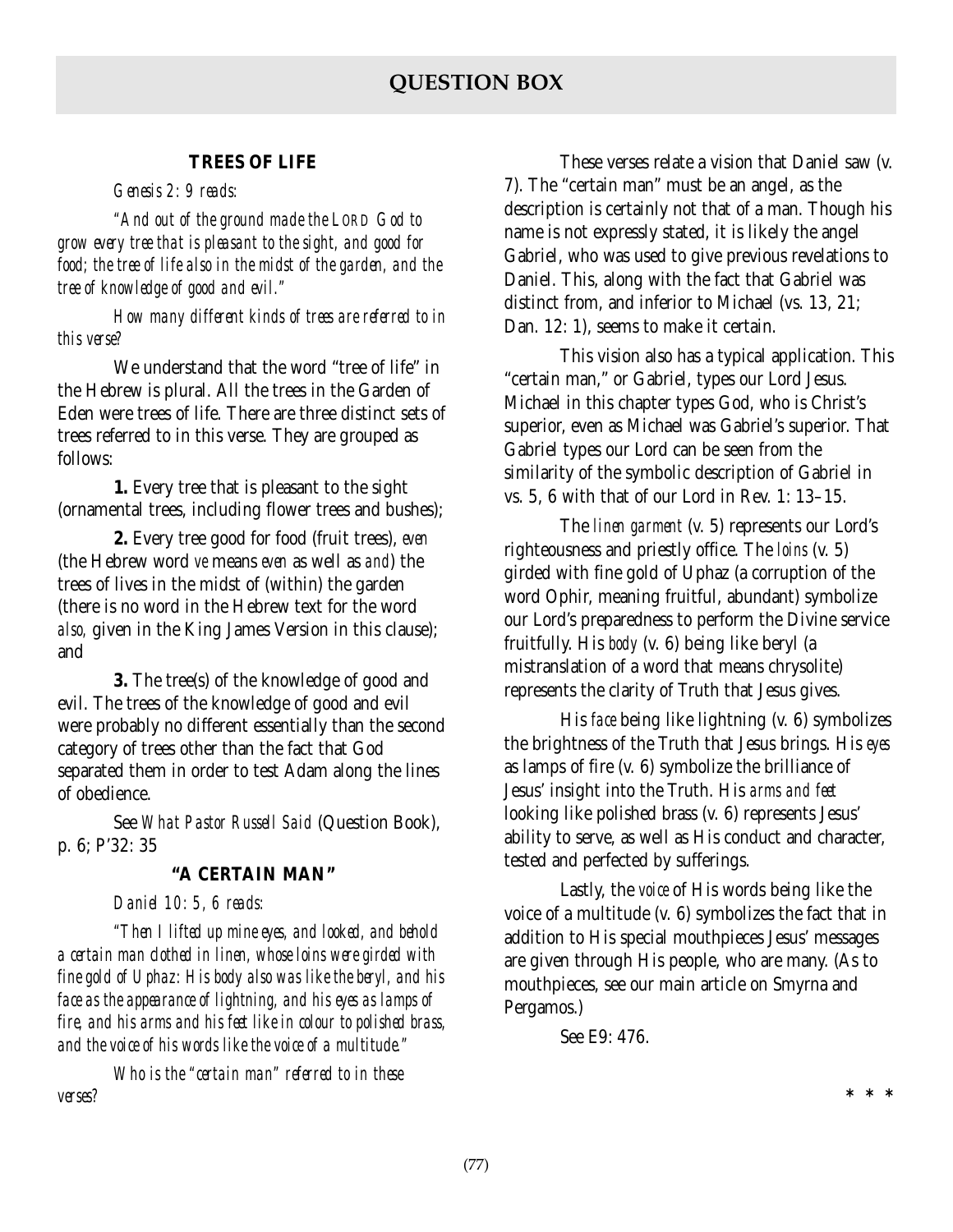# QUESTION BOX

### TREES OF LIFE

*Genesis 2: 9 reads:*

*"And out of the ground made the LORD God to grow every tree that is pleasant to the sight, and good for food; the tree of life also in the midst of the garden, and the tree of knowledge of good and evil."*

*How many different kinds of trees are referred to in this verse?*

We understand that the word "tree of life" in the Hebrew is plural. All the trees in the Garden of Eden were trees of life. There are three distinct sets of trees referred to in this verse. They are grouped as follows:

**1.** Every tree that is pleasant to the sight (ornamental trees, including flower trees and bushes);

**2.** Every tree good for food (fruit trees), *even* (the Hebrew word *ve* means *even* as well as *and*) the trees of lives in the midst of (within) the garden (there is no word in the Hebrew text for the word *also,* given in the King James Version in this clause); and

**3.** The tree(s) of the knowledge of good and evil. The trees of the knowledge of good and evil were probably no different essentially than the second category of trees other than the fact that God separated them in order to test Adam along the lines of obedience.

See *What Pastor Russell Said* (Question Book), p. 6; P'32: 35

### "A CERTAIN MAN"

*Daniel 10: 5, 6 reads:*

*"Then I lifted up mine eyes, and looked, and behold a certain man clothed in linen, whose loins were girded with fine gold of Uphaz: His body also was like the beryl, and his face as the appearance of lightning, and his eyes as lamps of fire, and his arms and his feet like in colour to polished brass, and the voice of his words like the voice of a multitude."*

*Who is the "certain man" referred to in these verses?*

These verses relate a vision that Daniel saw (v. 7). The "certain man" must be an angel, as the description is certainly not that of a man. Though his name is not expressly stated, it is likely the angel Gabriel, who was used to give previous revelations to Daniel. This, along with the fact that Gabriel was distinct from, and inferior to Michael (vs. 13, 21; Dan. 12: 1), seems to make it certain.

This vision also has a typical application. This "certain man," or Gabriel, types our Lord Jesus. Michael in this chapter types God, who is Christ's superior, even as Michael was Gabriel's superior. That Gabriel types our Lord can be seen from the similarity of the symbolic description of Gabriel in vs. 5, 6 with that of our Lord in Rev. 1: 13–15.

The *linen garment* (v. 5) represents our Lord's righteousness and priestly office. The *loins* (v. 5) girded with fine gold of Uphaz (a corruption of the word Ophir, meaning fruitful, abundant) symbolize our Lord's preparedness to perform the Divine service fruitfully. His *body* (v. 6) being like beryl (a mistranslation of a word that means chrysolite) represents the clarity of Truth that Jesus gives.

His *face* being like lightning (v. 6) symbolizes the brightness of the Truth that Jesus brings. His *eyes* as lamps of fire (v. 6) symbolize the brilliance of Jesus' insight into the Truth. His *arms and feet* looking like polished brass (v. 6) represents Jesus' ability to serve, as well as His conduct and character, tested and perfected by sufferings.

Lastly, the *voice* of His words being like the voice of a multitude (v. 6) symbolizes the fact that in addition to His special mouthpieces Jesus' messages are given through His people, who are many. (As to mouthpieces, see our main article on Smyrna and Pergamos.)

See E9: 476.

\* \* \*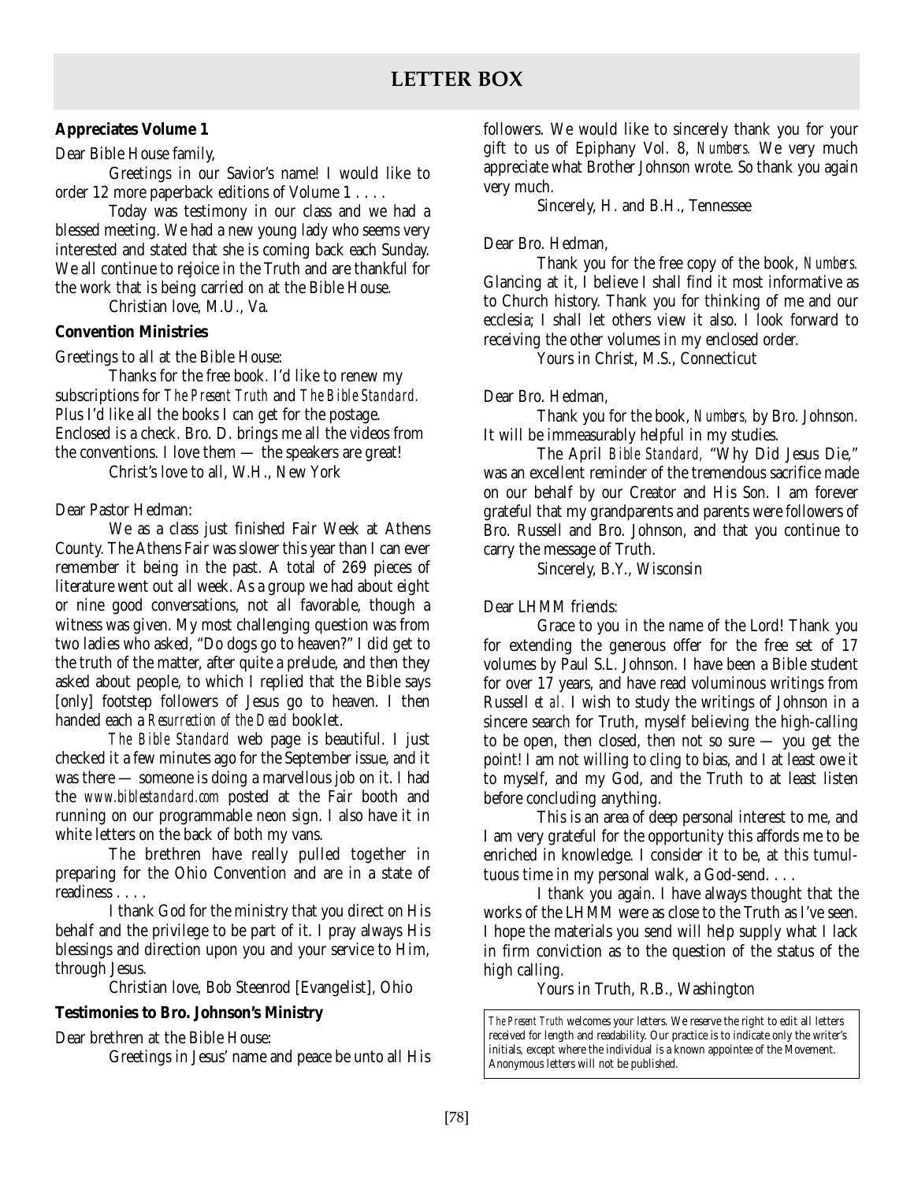# LETTER BOX

**Appreciates Volume 1**

Dear Bible House family,

Greetings in our Savior's name! I would like to order 12 more paperback editions of Volume 1 . . . .

Today was testimony in our class and we had a blessed meeting. We had a new young lady who seems very interested and stated that she is coming back each Sunday. We all continue to rejoice in the Truth and are thankful for the work that is being carried on at the Bible House.

Christian love, M.U., Va.

**Convention Ministries**

Greetings to all at the Bible House:

Thanks for the free book. I'd like to renew my subscriptions for *The Present Truth* and *The Bible Standard.* Plus I'd like all the books I can get for the postage. Enclosed is a check. Bro. D. brings me all the videos from the conventions. I love them — the speakers are great!

Christ's love to all, W.H., New York

Dear Pastor Hedman:

We as a class just finished Fair Week at Athens County. The Athens Fair was slower this year than I can ever remember it being in the past. A total of 269 pieces of literature went out all week. As a group we had about eight or nine good conversations, not all favorable, though a witness was given. My most challenging question was from two ladies who asked, "Do dogs go to heaven?" I did get to the truth of the matter, after quite a prelude, and then they asked about people, to which I replied that the Bible says [only] footstep followers of Jesus go to heaven. I then handed each a *Resurrection of the Dead* booklet.

*The Bible Standard* web page is beautiful. I just checked it a few minutes ago for the September issue, and it was there — someone is doing a marvellous job on it. I had the *www.biblestandard.com* posted at the Fair booth and running on our programmable neon sign. I also have it in white letters on the back of both my vans.

The brethren have really pulled together in preparing for the Ohio Convention and are in a state of readiness . . . .

I thank God for the ministry that you direct on His behalf and the privilege to be part of it. I pray always His blessings and direction upon you and your service to Him, through Jesus.

Christian love, Bob Steenrod [Evangelist], Ohio

**Testimonies to Bro. Johnson's Ministry**

Dear brethren at the Bible House:

Greetings in Jesus' name and peace be unto all His followers. We would like to sincerely thank you for your gift to us of Epiphany Vol. 8, *Numbers.* We very much appreciate what Brother Johnson wrote. So thank you again very much.

Sincerely, H. and B.H., Tennessee

Dear Bro. Hedman,

Thank you for the free copy of the book, *Numbers.* Glancing at it, I believe I shall find it most informative as to Church history. Thank you for thinking of me and our ecclesia; I shall let others view it also. I look forward to receiving the other volumes in my enclosed order.

Yours in Christ, M.S., Connecticut

Dear Bro. Hedman,

Thank you for the book, *Numbers,* by Bro. Johnson. It will be immeasurably helpful in my studies.

The April *Bible Standard,* "Why Did Jesus Die," was an excellent reminder of the tremendous sacrifice made on our behalf by our Creator and His Son. I am forever grateful that my grandparents and parents were followers of Bro. Russell and Bro. Johnson, and that you continue to carry the message of Truth.

Sincerely, B.Y., Wisconsin

Dear LHMM friends:

Grace to you in the name of the Lord! Thank you for extending the generous offer for the free set of 17 volumes by Paul S.L. Johnson. I have been a Bible student for over 17 years, and have read voluminous writings from Russell *et al.* I wish to study the writings of Johnson in a sincere search for Truth, myself believing the high-calling to be open, then closed, then not so sure — you get the point! I am not willing to cling to bias, and I at least owe it to myself, and my God, and the Truth to at least listen before concluding anything.

This is an area of deep personal interest to me, and I am very grateful for the opportunity this affords me to be enriched in knowledge. I consider it to be, at this tumultuous time in my personal walk, a God-send. . . .

I thank you again. I have always thought that the works of the LHMM were as close to the Truth as I've seen. I hope the materials you send will help supply what I lack in firm conviction as to the question of the status of the high calling.

Yours in Truth, R.B., Washington

*The Present Truth* welcomes your letters. We reserve the right to edit all letters received for length and readability. Our practice is to indicate only the writer's initials, except where the individual is a known appointee of the Movement. Anonymous letters will not be published.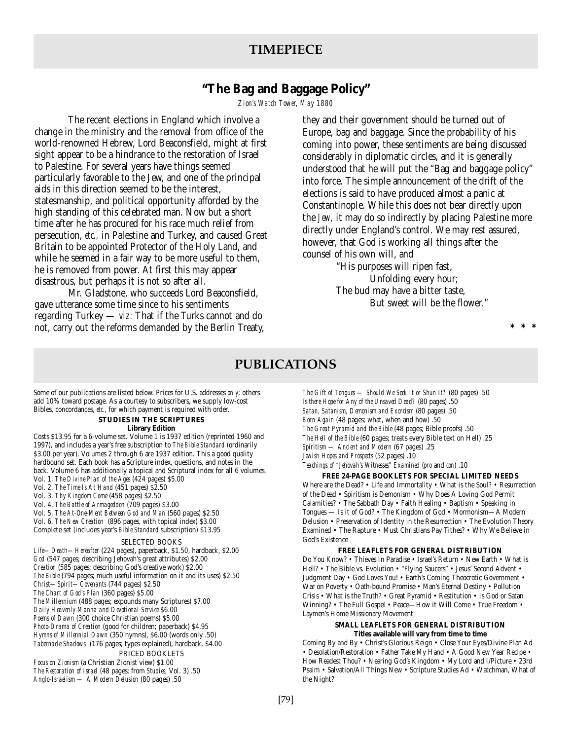# TIMEPIECE

## "The Bag and Baggage Policy"

*Zion's Watch Tower, May 1880*

The recent elections in England which involve a change in the ministry and the removal from office of the world-renowned Hebrew, Lord Beaconsfield, might at first sight appear to be a hindrance to the restoration of Israel to Palestine. For several years have things seemed particularly favorable to the Jew, and one of the principal aids in this direction seemed to be the interest, statesmanship, and political opportunity afforded by the high standing of this celebrated man. Now but a short time after he has procured for his race much relief from persecution, *etc.,* in Palestine and Turkey, and caused Great Britain to be appointed Protector of the Holy Land, and while he seemed in a fair way to be more useful to them, he is removed from power. At first this may appear disastrous, but perhaps it is not so after all.

Mr. Gladstone, who succeeds Lord Beaconsfield, gave utterance some time since to his sentiments regarding Turkey — *viz:* That if the Turks cannot and do not, carry out the reforms demanded by the Berlin Treaty, they and their government should be turned out of Europe, bag and baggage. Since the probability of his coming into power, these sentiments are being discussed considerably in diplomatic circles, and it is generally understood that he will put the "Bag and baggage policy" into force. The simple announcement of the drift of the elections is said to have produced almost a panic at Constantinople. While this does not bear directly upon the *Jew,* it may do so indirectly by placing Palestine more directly under England's control. We may rest assured, however, that God is working all things after the counsel of his own will, and

> "His purposes will ripen fast,
> Unfolding every hour;
> The bud may have a bitter taste,
> But sweet will be the flower."

\* \* \*

# PUBLICATIONS

Some of our publications are listed below. Prices for U.S. addresses *only;* others add 10% toward postage. As a courtesy to subscribers, we supply low-cost Bibles, concordances, *etc.*, for which payment is required with order.

**STUDIES IN THE SCRIPTURES**

**Library Edition**

Costs $13.95 for a 6-volume set. Volume 1 is 1937 edition (reprinted 1960 and 1997), and includes a year's free subscription to *The Bible Standard* (ordinarily $3.00 per year). Volumes 2 through 6 are 1937 edition. This a good quality hardbound set. Each book has a Scripture index, questions, and notes in the back. Volume 6 has additionally a topical and Scriptural index for all 6 volumes.

Vol. 1, *The Divine Plan of the Ages* (424 pages) $5.00
Vol. 2, *The Time Is At Hand* (451 pages) $2.50
Vol. 3, *Thy Kingdom Come* (458 pages) $2.50
Vol. 4, *The Battle of Armageddon* (709 pages) $3.00
Vol. 5, *The At-One-Ment Between God and Man* (560 pages) $2.50
Vol. 6, *The New Creation* (896 pages, with topical index) $3.00
Complete set (includes year's *Bible Standard* subscription) $13.95

SELECTED BOOKS

*Life—Death—Hereafter* (224 pages), paperback, $1.50, hardback, $2.00
*God* (547 pages; describing Jehovah's great attributes) $2.00
*Creation* (585 pages; describing God's creative work) $2.00
*The Bible* (794 pages; much useful information on it and its uses) $2.50
*Christ—Spirit—Covenants* (744 pages) $2.50
*The Chart of God's Plan* (360 pages) $5.00
*The Millennium* (488 pages; expounds many Scriptures) $7.00
*Daily Heavenly Manna and Devotional Service* $6.00
*Poems of Dawn* (300 choice Christian poems) $5.00
*Photo-Drama of Creation* (good for children; paperback) $4.95
*Hymns of Millennial Dawn* (350 hymns), $6.00 (words only .50)
*Tabernacle Shadows* (176 pages; types explained), hardback, $4.00

PRICED BOOKLETS

*Focus on Zionism* (a Christian Zionist view) $1.00
*The Restoration of Israel* (48 pages; from *Studies,* Vol. 3) .50
*Anglo-Israelism — A Modern Delusion* (80 pages) .50
*The Gift of Tongues — Should We Seek It or Shun It?* (80 pages) .50
*Is there Hope for Any of the Unsaved Dead?* (80 pages) .50
*Satan, Satanism, Demonism and Exorcism* (80 pages) .50
*Born Again* (48 pages; what, when and how) .50
*The Great Pyramid and the Bible* (48 pages; Bible proofs) .50
*The Hell of the Bible* (60 pages; treats every Bible text on Hell) .25
*Spiritism — Ancient and Modern* (67 pages) .25
*Jewish Hopes and Prospects* (52 pages) .10
*Teachings of "Jehovah's Witnesses" Examined (pro* and *con)* .10

**FREE 24-PAGE BOOKLETS FOR SPECIAL LIMITED NEEDS**

Where are the Dead? • Life and Immortality • What is the Soul? • Resurrection of the Dead • Spiritism is Demonism • Why Does A Loving God Permit Calamities? • The Sabbath Day • Faith Healing • Baptism • Speaking in Tongues — Is it of God? • The Kingdom of God • Mormonism—A Modern Delusion • Preservation of Identity in the Resurrection • The Evolution Theory Examined • The Rapture • Must Christians Pay Tithes? • Why We Believe in God's Existence

**FREE LEAFLETS FOR GENERAL DISTRIBUTION**

Do You Know? • Thieves In Paradise • Israel's Return • New Earth • What is Hell? • The Bible vs. Evolution • "Flying Saucers" • Jesus' Second Advent • Judgment Day • God Loves You! • Earth's Coming Theocratic Government • War on Poverty • Oath-bound Promise • Man's Eternal Destiny • Pollution Crisis • What is the Truth? • Great Pyramid • Restitution • Is God or Satan Winning? • The Full Gospel • Peace—How it Will Come • True Freedom • Laymen's Home Missionary Movement

**SMALL LEAFLETS FOR GENERAL DISTRIBUTION**

**Titles available will vary from time to time**

Coming By and By • Christ's Glorious Reign • Close Your Eyes/Divine Plan Ad • Desolation/Restoration • Father Take My Hand • A Good New Year Recipe • How Readest Thou? • Nearing God's Kingdom • My Lord and I/Picture • 23rd Psalm • Salvation/All Things New • Scripture Studies Ad • Watchman, What of the Night?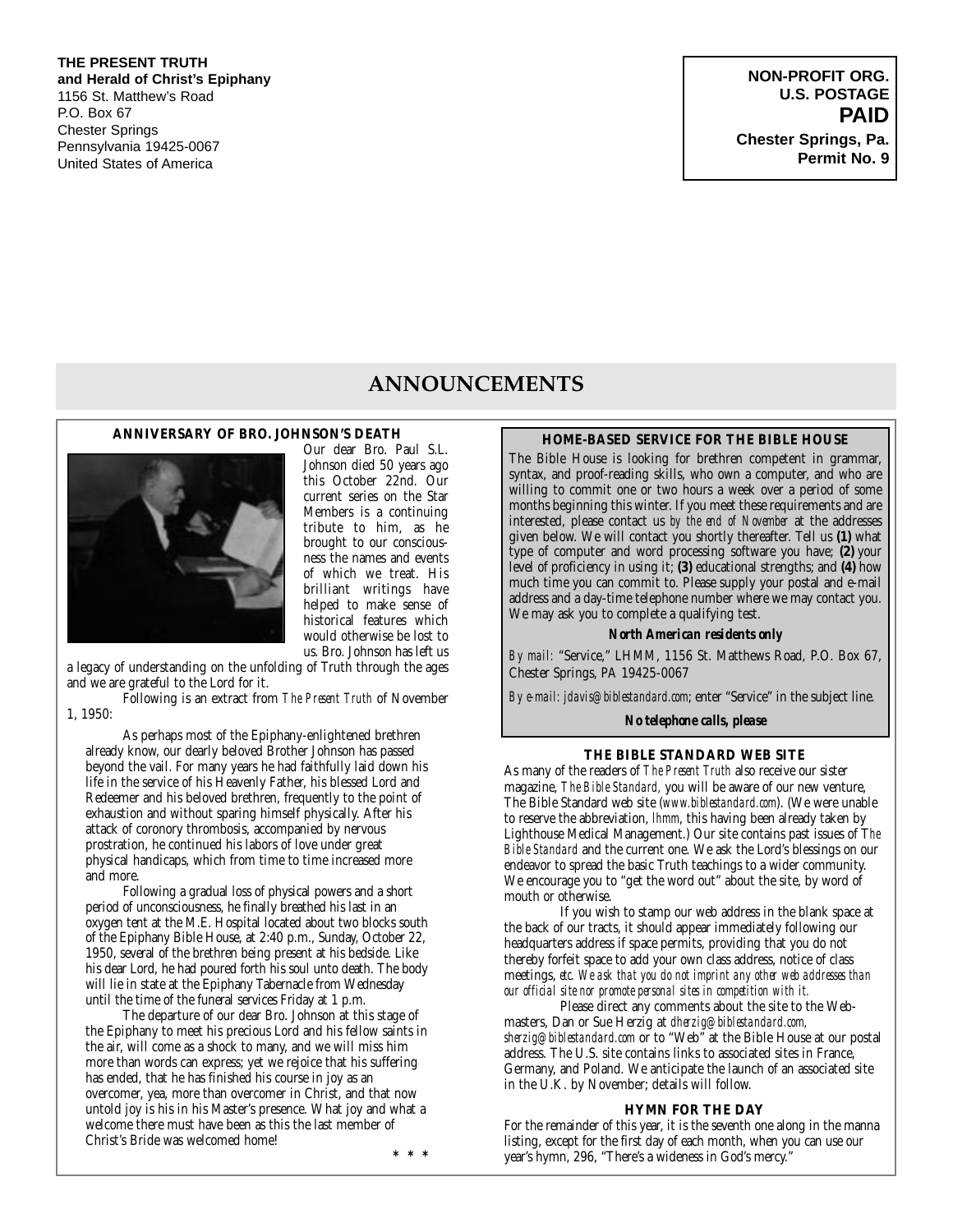**THE PRESENT TRUTH**
**and Herald of Christ's Epiphany**
1156 St. Matthew's Road
P.O. Box 67
Chester Springs
Pennsylvania 19425-0067
United States of America

**NON-PROFIT ORG.**
**U.S. POSTAGE**
**PAID**
**Chester Springs, Pa.**
**Permit No. 9**

# ANNOUNCEMENTS

### ANNIVERSARY OF BRO. JOHNSON'S DEATH

Our dear Bro. Paul S.L. Johnson died 50 years ago this October 22nd. Our current series on the Star Members is a continuing tribute to him, as he brought to our consciousness the names and events of which we treat. His brilliant writings have helped to make sense of historical features which would otherwise be lost to us. Bro. Johnson has left us a legacy of understanding on the unfolding of Truth through the ages and we are grateful to the Lord for it.

Following is an extract from *The Present Truth* of November 1, 1950:

> As perhaps most of the Epiphany-enlightened brethren already know, our dearly beloved Brother Johnson has passed beyond the vail. For many years he had faithfully laid down his life in the service of his Heavenly Father, his blessed Lord and Redeemer and his beloved brethren, frequently to the point of exhaustion and without sparing himself physically. After his attack of coronory thrombosis, accompanied by nervous prostration, he continued his labors of love under great physical handicaps, which from time to time increased more and more.
>
> Following a gradual loss of physical powers and a short period of unconsciousness, he finally breathed his last in an oxygen tent at the M.E. Hospital located about two blocks south of the Epiphany Bible House, at 2:40 p.m., Sunday, October 22, 1950, several of the brethren being present at his bedside. Like his dear Lord, he had poured forth his soul unto death. The body will lie in state at the Epiphany Tabernacle from Wednesday until the time of the funeral services Friday at 1 p.m.
>
> The departure of our dear Bro. Johnson at this stage of the Epiphany to meet his precious Lord and his fellow saints in the air, will come as a shock to many, and we will miss him more than words can express; yet we rejoice that his suffering has ended, that he has finished his course in joy as an overcomer, yea, more than overcomer in Christ, and that now untold joy is his in his Master's presence. What joy and what a welcome there must have been as this the last member of Christ's Bride was welcomed home!

\* \* \*

### HOME-BASED SERVICE FOR THE BIBLE HOUSE

The Bible House is looking for brethren competent in grammar, syntax, and proof-reading skills, who own a computer, and who are willing to commit one or two hours a week over a period of some months beginning this winter. If you meet these requirements and are interested, please contact us *by the end of November* at the addresses given below. We will contact you shortly thereafter. Tell us **(1)** what type of computer and word processing software you have; **(2)** your level of proficiency in using it; **(3)** educational strengths; and **(4)** how much time you can commit to. Please supply your postal and e-mail address and a day-time telephone number where we may contact you. We may ask you to complete a qualifying test.

***North American residents only***

*By mail:* "Service," LHMM, 1156 St. Matthews Road, P.O. Box 67, Chester Springs, PA 19425-0067

*By e-mail: jdavis@biblestandard.com*; enter "Service" in the subject line.

***No telephone calls, please***

### THE BIBLE STANDARD WEB SITE

As many of the readers of *The Present Truth* also receive our sister magazine, *The Bible Standard,* you will be aware of our new venture, The Bible Standard web site (*www.biblestandard.com*). (We were unable to reserve the abbreviation, *lhmm*, this having been already taken by Lighthouse Medical Management.) Our site contains past issues of *The Bible Standard* and the current one. We ask the Lord's blessings on our endeavor to spread the basic Truth teachings to a wider community. We encourage you to "get the word out" about the site, by word of mouth or otherwise.

If you wish to stamp our web address in the blank space at the back of our tracts, it should appear immediately following our headquarters address if space permits, providing that you do not thereby forfeit space to add your own class address, notice of class meetings, *etc. We ask that you do not imprint any other web addresses than our official site nor promote personal sites in competition with it.*

Please direct any comments about the site to the Web-masters, Dan or Sue Herzig at *dherzig@biblestandard.com, sherzig@biblestandard.com* or to "Web" at the Bible House at our postal address. The U.S. site contains links to associated sites in France, Germany, and Poland. We anticipate the launch of an associated site in the U.K. by November; details will follow.

### HYMN FOR THE DAY

For the remainder of this year, it is the seventh one along in the manna listing, except for the first day of each month, when you can use our year's hymn, 296, "There's a wideness in God's mercy."